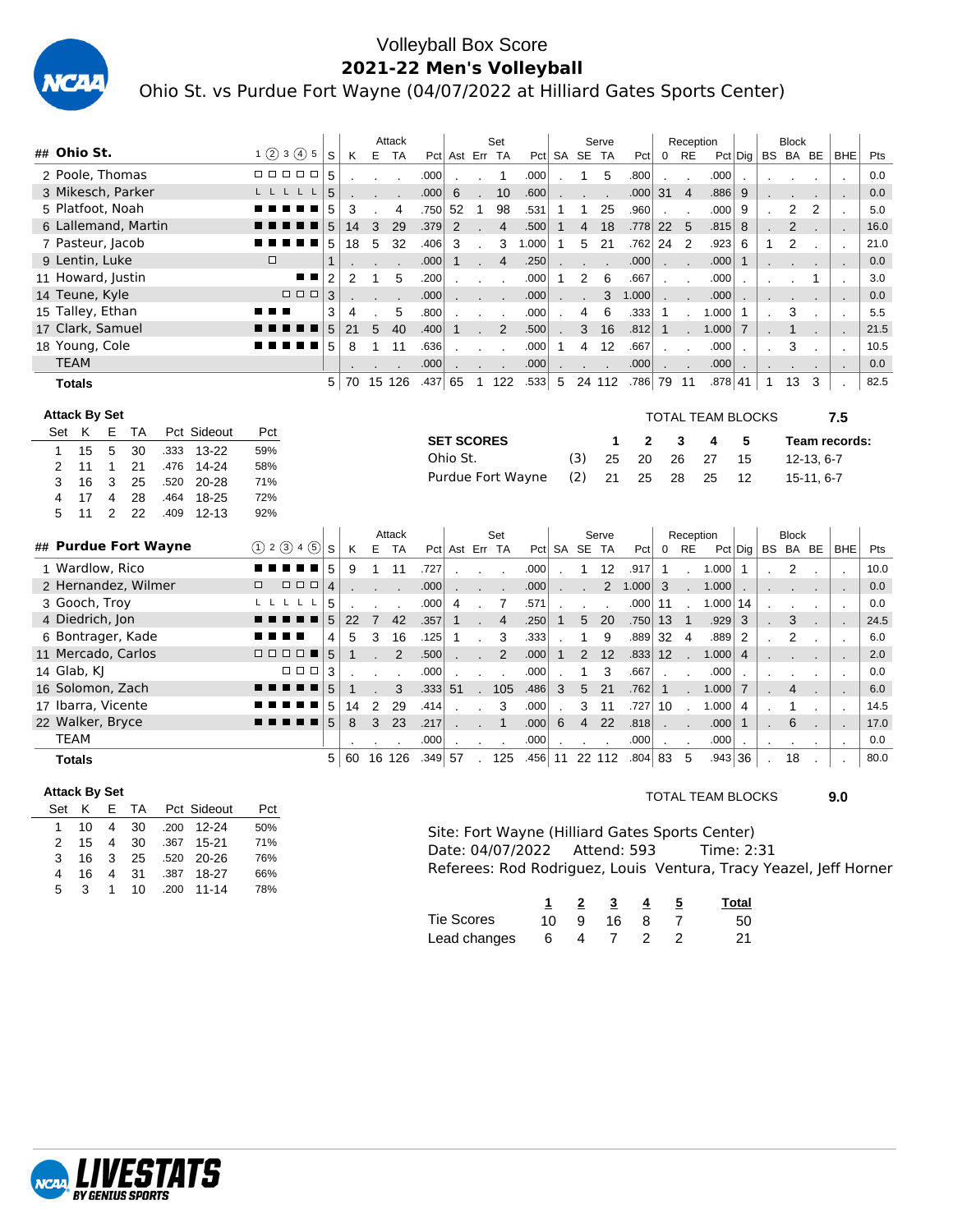# Volleyball Box Score

## 2021-22 Men's Volleyball

Ohio St. vs Purdue Fort Wayne (04/07/2022 at Hilliard Gates Sports Center)

| ## | Ohio St. | 1 ② 3 ④ 5 | S | K | E | TA | Pct | Ast | Err | TA | Pct | SA | SE | TA | Pct | 0 | RE | Pct | Dig | BS | BA | BE | BHE | Pts |
|---|---|---|---|---|---|---|---|---|---|---|---|---|---|---|---|---|---|---|---|---|---|---|---|---|
| | | | | Attack | | | | Set | | | | Serve | | | | Reception | | | | Block | | | | |
| 2 | Poole, Thomas | □ □ □ □ □ | 5 | . | . | . | .000 | . | . | 1 | .000 | . | 1 | 5 | .800 | . | . | .000 | . | . | . | . | . | 0.0 |
| 3 | Mikesch, Parker | L L L L L | 5 | . | . | . | .000 | 6 | . | 10 | .600 | . | . | . | .000 | 31 | 4 | .886 | 9 | . | . | . | . | 0.0 |
| 5 | Platfoot, Noah | ■ ■ ■ ■ ■ | 5 | 3 | . | 4 | .750 | 52 | 1 | 98 | .531 | 1 | 1 | 25 | .960 | . | . | .000 | 9 | . | 2 | 2 | . | 5.0 |
| 6 | Lallemand, Martin | ■ ■ ■ ■ ■ | 5 | 14 | 3 | 29 | .379 | 2 | . | 4 | .500 | 1 | 4 | 18 | .778 | 22 | 5 | .815 | 8 | . | 2 | . | . | 16.0 |
| 7 | Pasteur, Jacob | ■ ■ ■ ■ ■ | 5 | 18 | 5 | 32 | .406 | 3 | . | 3 | 1.000 | 1 | 5 | 21 | .762 | 24 | 2 | .923 | 6 | 1 | 2 | . | . | 21.0 |
| 9 | Lentin, Luke | □ | 1 | . | . | . | .000 | 1 | . | 4 | .250 | . | . | . | .000 | . | . | .000 | 1 | . | . | . | . | 0.0 |
| 11 | Howard, Justin | ■ ■ | 2 | 2 | 1 | 5 | .200 | . | . | . | .000 | 1 | 2 | 6 | .667 | . | . | .000 | . | . | . | 1 | . | 3.0 |
| 14 | Teune, Kyle | □ □ □ | 3 | . | . | . | .000 | . | . | . | .000 | . | . | 3 | 1.000 | . | . | .000 | . | . | . | . | . | 0.0 |
| 15 | Talley, Ethan | ■ ■ ■ | 3 | 4 | . | 5 | .800 | . | . | . | .000 | . | 4 | 6 | .333 | 1 | . | 1.000 | 1 | . | 3 | . | . | 5.5 |
| 17 | Clark, Samuel | ■ ■ ■ ■ ■ | 5 | 21 | 5 | 40 | .400 | 1 | . | 2 | .500 | . | 3 | 16 | .812 | 1 | . | 1.000 | 7 | . | 1 | . | . | 21.5 |
| 18 | Young, Cole | ■ ■ ■ ■ ■ | 5 | 8 | 1 | 11 | .636 | . | . | . | .000 | 1 | 4 | 12 | .667 | . | . | .000 | . | . | 3 | . | . | 10.5 |
| | TEAM | | | . | . | . | .000 | . | . | . | .000 | . | . | . | .000 | . | . | .000 | . | . | . | . | . | 0.0 |
| | **Totals** | | 5 | 70 | 15 | 126 | .437 | 65 | 1 | 122 | .533 | 5 | 24 | 112 | .786 | 79 | 11 | .878 | 41 | 1 | 13 | 3 | . | 82.5 |

**Attack By Set**

| Set | K | E | TA | Pct | Sideout | Pct |
|---|---|---|---|---|---|---|
| 1 | 15 | 5 | 30 | .333 | 13-22 | 59% |
| 2 | 11 | 1 | 21 | .476 | 14-24 | 58% |
| 3 | 16 | 3 | 25 | .520 | 20-28 | 71% |
| 4 | 17 | 4 | 28 | .464 | 18-25 | 72% |
| 5 | 11 | 2 | 22 | .409 | 12-13 | 92% |

TOTAL TEAM BLOCKS 7.5

| SET SCORES | | 1 | 2 | 3 | 4 | 5 | Team records: |
|---|---|---|---|---|---|---|---|
| Ohio St. | (3) | 25 | 20 | 26 | 27 | 15 | 12-13, 6-7 |
| Purdue Fort Wayne | (2) | 21 | 25 | 28 | 25 | 12 | 15-11, 6-7 |

| ## | Purdue Fort Wayne | ① 2 ③ 4 ⑤ | S | K | E | TA | Pct | Ast | Err | TA | Pct | SA | SE | TA | Pct | 0 | RE | Pct | Dig | BS | BA | BE | BHE | Pts |
|---|---|---|---|---|---|---|---|---|---|---|---|---|---|---|---|---|---|---|---|---|---|---|---|---|
| | | | | Attack | | | | Set | | | | Serve | | | | Reception | | | | Block | | | | |
| 1 | Wardlow, Rico | ■ ■ ■ ■ ■ | 5 | 9 | 1 | 11 | .727 | . | . | . | .000 | . | 1 | 12 | .917 | 1 | . | 1.000 | 1 | . | 2 | . | . | 10.0 |
| 2 | Hernandez, Wilmer | □ □ □ □ | 4 | . | . | . | .000 | . | . | . | .000 | . | . | 2 | 1.000 | 3 | . | 1.000 | . | . | . | . | . | 0.0 |
| 3 | Gooch, Troy | L L L L L | 5 | . | . | . | .000 | 4 | . | 7 | .571 | . | . | . | .000 | 11 | . | 1.000 | 14 | . | . | . | . | 0.0 |
| 4 | Diedrich, Jon | ■ ■ ■ ■ ■ | 5 | 22 | 7 | 42 | .357 | 1 | . | 4 | .250 | 1 | 5 | 20 | .750 | 13 | 1 | .929 | 3 | . | 3 | . | . | 24.5 |
| 6 | Bontrager, Kade | ■ ■ ■ ■ | 4 | 5 | 3 | 16 | .125 | 1 | . | 3 | .333 | . | 1 | 9 | .889 | 32 | 4 | .889 | 2 | . | 2 | . | . | 6.0 |
| 11 | Mercado, Carlos | □ □ □ □ ■ | 5 | 1 | . | 2 | .500 | . | . | 2 | .000 | 1 | 2 | 12 | .833 | 12 | . | 1.000 | 4 | . | . | . | . | 2.0 |
| 14 | Glab, KJ | □ □ □ | 3 | . | . | . | .000 | . | . | . | .000 | . | 1 | 3 | .667 | . | . | .000 | . | . | . | . | . | 0.0 |
| 16 | Solomon, Zach | ■ ■ ■ ■ ■ | 5 | 1 | . | 3 | .333 | 51 | . | 105 | .486 | 3 | 5 | 21 | .762 | 1 | . | 1.000 | 7 | . | 4 | . | . | 6.0 |
| 17 | Ibarra, Vicente | ■ ■ ■ ■ ■ | 5 | 14 | 2 | 29 | .414 | . | . | 3 | .000 | . | 3 | 11 | .727 | 10 | . | 1.000 | 4 | . | 1 | . | . | 14.5 |
| 22 | Walker, Bryce | ■ ■ ■ ■ ■ | 5 | 8 | 3 | 23 | .217 | . | . | 1 | .000 | 6 | 4 | 22 | .818 | . | . | .000 | 1 | . | 6 | . | . | 17.0 |
| | TEAM | | | . | . | . | .000 | . | . | . | .000 | . | . | . | .000 | . | . | .000 | . | . | . | . | . | 0.0 |
| | **Totals** | | 5 | 60 | 16 | 126 | .349 | 57 | . | 125 | .456 | 11 | 22 | 112 | .804 | 83 | 5 | .943 | 36 | . | 18 | . | . | 80.0 |

**Attack By Set**

| Set | K | E | TA | Pct | Sideout | Pct |
|---|---|---|---|---|---|---|
| 1 | 10 | 4 | 30 | .200 | 12-24 | 50% |
| 2 | 15 | 4 | 30 | .367 | 15-21 | 71% |
| 3 | 16 | 3 | 25 | .520 | 20-26 | 76% |
| 4 | 16 | 4 | 31 | .387 | 18-27 | 66% |
| 5 | 3 | 1 | 10 | .200 | 11-14 | 78% |

TOTAL TEAM BLOCKS 9.0

Site: Fort Wayne (Hilliard Gates Sports Center)
Date: 04/07/2022 Attend: 593 Time: 2:31
Referees: Rod Rodriguez, Louis Ventura, Tracy Yeazel, Jeff Horner

| | 1 | 2 | 3 | 4 | 5 | Total |
|---|---|---|---|---|---|---|
| Tie Scores | 10 | 9 | 16 | 8 | 7 | 50 |
| Lead changes | 6 | 4 | 7 | 2 | 2 | 21 |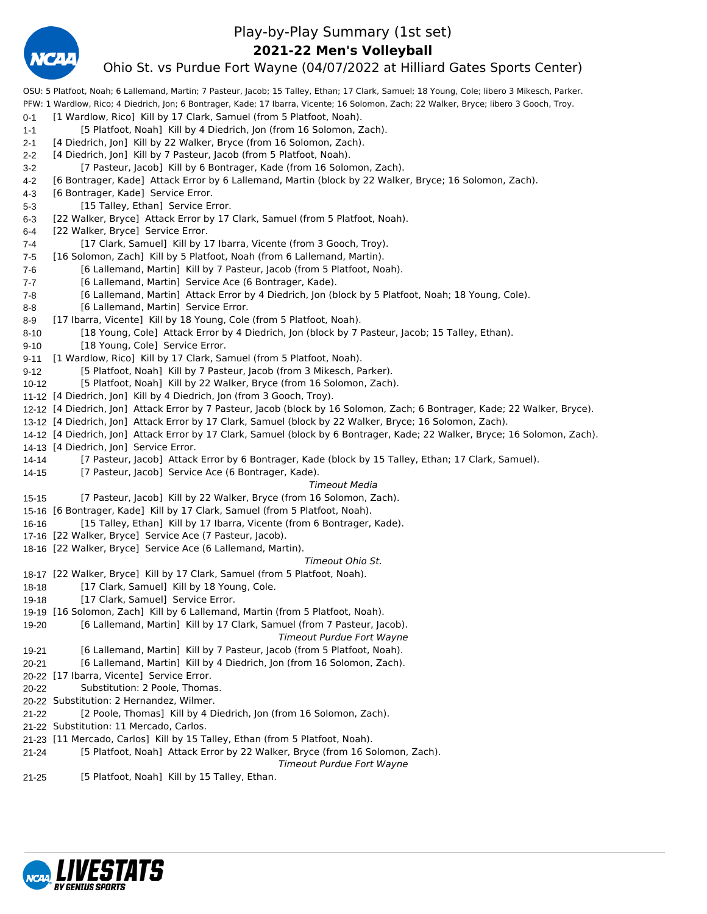# Play-by-Play Summary (1st set)

## 2021-22 Men's Volleyball

### Ohio St. vs Purdue Fort Wayne (04/07/2022 at Hilliard Gates Sports Center)

OSU: 5 Platfoot, Noah; 6 Lallemand, Martin; 7 Pasteur, Jacob; 15 Talley, Ethan; 17 Clark, Samuel; 18 Young, Cole; libero 3 Mikesch, Parker.

PFW: 1 Wardlow, Rico; 4 Diedrich, Jon; 6 Bontrager, Kade; 17 Ibarra, Vicente; 16 Solomon, Zach; 22 Walker, Bryce; libero 3 Gooch, Troy.

| Score | Play |
|---|---|
| 0-1 | [1 Wardlow, Rico] Kill by 17 Clark, Samuel (from 5 Platfoot, Noah). |
| 1-1 | [5 Platfoot, Noah] Kill by 4 Diedrich, Jon (from 16 Solomon, Zach). |
| 2-1 | [4 Diedrich, Jon] Kill by 22 Walker, Bryce (from 16 Solomon, Zach). |
| 2-2 | [4 Diedrich, Jon] Kill by 7 Pasteur, Jacob (from 5 Platfoot, Noah). |
| 3-2 | [7 Pasteur, Jacob] Kill by 6 Bontrager, Kade (from 16 Solomon, Zach). |
| 4-2 | [6 Bontrager, Kade] Attack Error by 6 Lallemand, Martin (block by 22 Walker, Bryce; 16 Solomon, Zach). |
| 4-3 | [6 Bontrager, Kade] Service Error. |
| 5-3 | [15 Talley, Ethan] Service Error. |
| 6-3 | [22 Walker, Bryce] Attack Error by 17 Clark, Samuel (from 5 Platfoot, Noah). |
| 6-4 | [22 Walker, Bryce] Service Error. |
| 7-4 | [17 Clark, Samuel] Kill by 17 Ibarra, Vicente (from 3 Gooch, Troy). |
| 7-5 | [16 Solomon, Zach] Kill by 5 Platfoot, Noah (from 6 Lallemand, Martin). |
| 7-6 | [6 Lallemand, Martin] Kill by 7 Pasteur, Jacob (from 5 Platfoot, Noah). |
| 7-7 | [6 Lallemand, Martin] Service Ace (6 Bontrager, Kade). |
| 7-8 | [6 Lallemand, Martin] Attack Error by 4 Diedrich, Jon (block by 5 Platfoot, Noah; 18 Young, Cole). |
| 8-8 | [6 Lallemand, Martin] Service Error. |
| 8-9 | [17 Ibarra, Vicente] Kill by 18 Young, Cole (from 5 Platfoot, Noah). |
| 8-10 | [18 Young, Cole] Attack Error by 4 Diedrich, Jon (block by 7 Pasteur, Jacob; 15 Talley, Ethan). |
| 9-10 | [18 Young, Cole] Service Error. |
| 9-11 | [1 Wardlow, Rico] Kill by 17 Clark, Samuel (from 5 Platfoot, Noah). |
| 9-12 | [5 Platfoot, Noah] Kill by 7 Pasteur, Jacob (from 3 Mikesch, Parker). |
| 10-12 | [5 Platfoot, Noah] Kill by 22 Walker, Bryce (from 16 Solomon, Zach). |
| 11-12 | [4 Diedrich, Jon] Kill by 4 Diedrich, Jon (from 3 Gooch, Troy). |
| 12-12 | [4 Diedrich, Jon] Attack Error by 7 Pasteur, Jacob (block by 16 Solomon, Zach; 6 Bontrager, Kade; 22 Walker, Bryce). |
| 13-12 | [4 Diedrich, Jon] Attack Error by 17 Clark, Samuel (block by 22 Walker, Bryce; 16 Solomon, Zach). |
| 14-12 | [4 Diedrich, Jon] Attack Error by 17 Clark, Samuel (block by 6 Bontrager, Kade; 22 Walker, Bryce; 16 Solomon, Zach). |
| 14-13 | [4 Diedrich, Jon] Service Error. |
| 14-14 | [7 Pasteur, Jacob] Attack Error by 6 Bontrager, Kade (block by 15 Talley, Ethan; 17 Clark, Samuel). |
| 14-15 | [7 Pasteur, Jacob] Service Ace (6 Bontrager, Kade). |
| | *Timeout Media* |
| 15-15 | [7 Pasteur, Jacob] Kill by 22 Walker, Bryce (from 16 Solomon, Zach). |
| 15-16 | [6 Bontrager, Kade] Kill by 17 Clark, Samuel (from 5 Platfoot, Noah). |
| 16-16 | [15 Talley, Ethan] Kill by 17 Ibarra, Vicente (from 6 Bontrager, Kade). |
| 17-16 | [22 Walker, Bryce] Service Ace (7 Pasteur, Jacob). |
| 18-16 | [22 Walker, Bryce] Service Ace (6 Lallemand, Martin). |
| | *Timeout Ohio St.* |
| 18-17 | [22 Walker, Bryce] Kill by 17 Clark, Samuel (from 5 Platfoot, Noah). |
| 18-18 | [17 Clark, Samuel] Kill by 18 Young, Cole. |
| 19-18 | [17 Clark, Samuel] Service Error. |
| 19-19 | [16 Solomon, Zach] Kill by 6 Lallemand, Martin (from 5 Platfoot, Noah). |
| 19-20 | [6 Lallemand, Martin] Kill by 17 Clark, Samuel (from 7 Pasteur, Jacob). |
| | *Timeout Purdue Fort Wayne* |
| 19-21 | [6 Lallemand, Martin] Kill by 7 Pasteur, Jacob (from 5 Platfoot, Noah). |
| 20-21 | [6 Lallemand, Martin] Kill by 4 Diedrich, Jon (from 16 Solomon, Zach). |
| 20-22 | [17 Ibarra, Vicente] Service Error. |
| 20-22 | Substitution: 2 Poole, Thomas. |
| 20-22 | Substitution: 2 Hernandez, Wilmer. |
| 21-22 | [2 Poole, Thomas] Kill by 4 Diedrich, Jon (from 16 Solomon, Zach). |
| 21-22 | Substitution: 11 Mercado, Carlos. |
| 21-23 | [11 Mercado, Carlos] Kill by 15 Talley, Ethan (from 5 Platfoot, Noah). |
| 21-24 | [5 Platfoot, Noah] Attack Error by 22 Walker, Bryce (from 16 Solomon, Zach). |
| | *Timeout Purdue Fort Wayne* |
| 21-25 | [5 Platfoot, Noah] Kill by 15 Talley, Ethan. |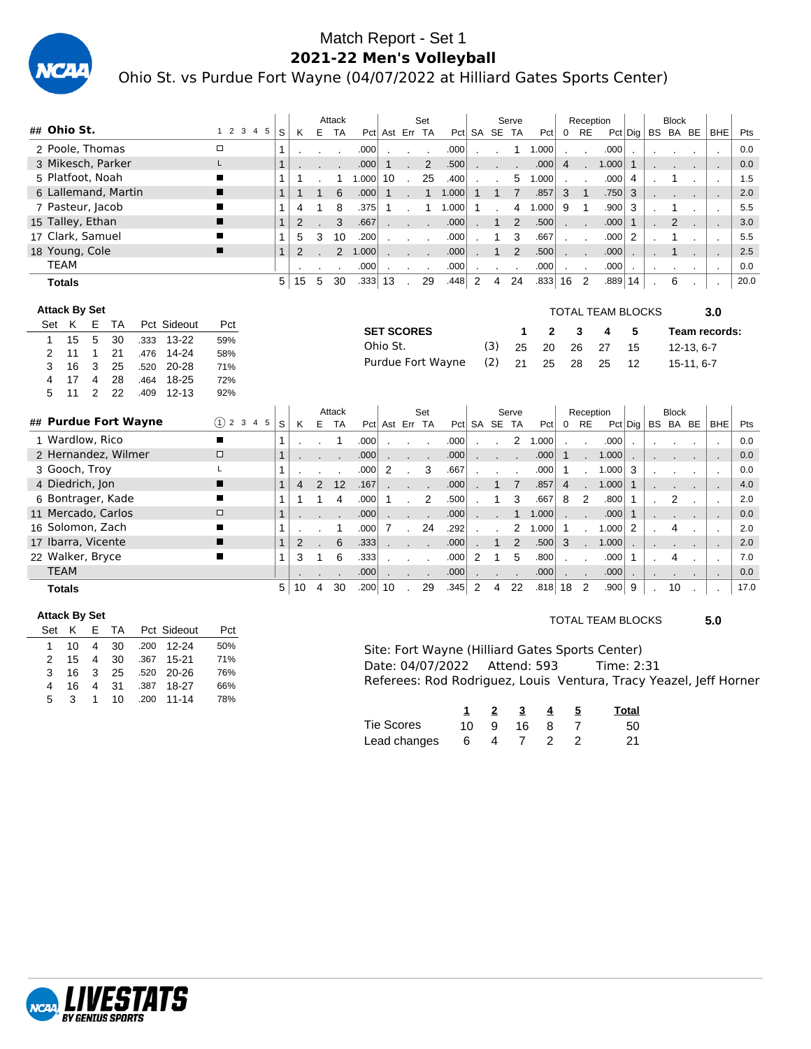# Match Report - Set 1

## 2021-22 Men's Volleyball

Ohio St. vs Purdue Fort Wayne (04/07/2022 at Hilliard Gates Sports Center)

| ## | Ohio St. | 1 2 3 4 5 | S | Attack K | E | TA | Pct | Set Ast | Err | TA | Pct | Serve SA | SE | TA | Pct | Reception 0 | RE | Pct | Dig | Block BS | BA | BE | BHE | Pts |
|---|---|---|---|---|---|---|---|---|---|---|---|---|---|---|---|---|---|---|---|---|---|---|---|---|
| 2 | Poole, Thomas | □ | 1 | . | . | . | .000 | . | . | . | .000 | . | . | 1 | 1.000 | . | . | .000 | . | . | . | . | . | 0.0 |
| 3 | Mikesch, Parker | L | 1 | . | . | . | .000 | 1 | . | 2 | .500 | . | . | . | .000 | 4 | . | 1.000 | 1 | . | . | . | . | 0.0 |
| 5 | Platfoot, Noah | ■ | 1 | 1 | . | 1 | 1.000 | 10 | . | 25 | .400 | . | . | 5 | 1.000 | . | . | .000 | 4 | . | 1 | . | . | 1.5 |
| 6 | Lallemand, Martin | ■ | 1 | 1 | 1 | 6 | .000 | 1 | . | 1 | 1.000 | 1 | 1 | 7 | .857 | 3 | 1 | .750 | 3 | . | . | . | . | 2.0 |
| 7 | Pasteur, Jacob | ■ | 1 | 4 | 1 | 8 | .375 | 1 | . | 1 | 1.000 | 1 | . | 4 | 1.000 | 9 | 1 | .900 | 3 | . | 1 | . | . | 5.5 |
| 15 | Talley, Ethan | ■ | 1 | 2 | . | 3 | .667 | . | . | . | .000 | . | 1 | 2 | .500 | . | . | .000 | 1 | . | 2 | . | . | 3.0 |
| 17 | Clark, Samuel | ■ | 1 | 5 | 3 | 10 | .200 | . | . | . | .000 | . | 1 | 3 | .667 | . | . | .000 | 2 | . | 1 | . | . | 5.5 |
| 18 | Young, Cole | ■ | 1 | 2 | . | 2 | 1.000 | . | . | . | .000 | . | 1 | 2 | .500 | . | . | .000 | . | . | 1 | . | . | 2.5 |
| | TEAM | | | . | . | . | .000 | . | . | . | .000 | . | . | . | .000 | . | . | .000 | . | . | . | . | . | 0.0 |
| | **Totals** | | 5 | 15 | 5 | 30 | .333 | 13 | . | 29 | .448 | 2 | 4 | 24 | .833 | 16 | 2 | .889 | 14 | . | 6 | . | . | 20.0 |

**Attack By Set**

| Set | K | E | TA | Pct | Sideout | Pct |
|---|---|---|---|---|---|---|
| 1 | 15 | 5 | 30 | .333 | 13-22 | 59% |
| 2 | 11 | 1 | 21 | .476 | 14-24 | 58% |
| 3 | 16 | 3 | 25 | .520 | 20-28 | 71% |
| 4 | 17 | 4 | 28 | .464 | 18-25 | 72% |
| 5 | 11 | 2 | 22 | .409 | 12-13 | 92% |

TOTAL TEAM BLOCKS **3.0**

| SET SCORES | | 1 | 2 | 3 | 4 | 5 | Team records: |
|---|---|---|---|---|---|---|---|
| Ohio St. | (3) | 25 | 20 | 26 | 27 | 15 | 12-13, 6-7 |
| Purdue Fort Wayne | (2) | 21 | 25 | 28 | 25 | 12 | 15-11, 6-7 |

| ## | Purdue Fort Wayne | ①2 3 4 5 | S | Attack K | E | TA | Pct | Set Ast | Err | TA | Pct | Serve SA | SE | TA | Pct | Reception 0 | RE | Pct | Dig | Block BS | BA | BE | BHE | Pts |
|---|---|---|---|---|---|---|---|---|---|---|---|---|---|---|---|---|---|---|---|---|---|---|---|---|
| 1 | Wardlow, Rico | ■ | 1 | . | . | 1 | .000 | . | . | . | .000 | . | . | 2 | 1.000 | . | . | .000 | . | . | . | . | . | 0.0 |
| 2 | Hernandez, Wilmer | □ | 1 | . | . | . | .000 | . | . | . | .000 | . | . | . | .000 | 1 | . | 1.000 | . | . | . | . | . | 0.0 |
| 3 | Gooch, Troy | L | 1 | . | . | . | .000 | 2 | . | 3 | .667 | . | . | . | .000 | 1 | . | 1.000 | 3 | . | . | . | . | 0.0 |
| 4 | Diedrich, Jon | ■ | 1 | 4 | 2 | 12 | .167 | . | . | . | .000 | . | 1 | 7 | .857 | 4 | . | 1.000 | 1 | . | . | . | . | 4.0 |
| 6 | Bontrager, Kade | ■ | 1 | 1 | 1 | 4 | .000 | 1 | . | 2 | .500 | . | 1 | 3 | .667 | 8 | 2 | .800 | 1 | . | 2 | . | . | 2.0 |
| 11 | Mercado, Carlos | □ | 1 | . | . | . | .000 | . | . | . | .000 | . | . | 1 | 1.000 | . | . | .000 | 1 | . | . | . | . | 0.0 |
| 16 | Solomon, Zach | ■ | 1 | . | . | 1 | .000 | 7 | . | 24 | .292 | . | . | 2 | 1.000 | 1 | . | 1.000 | 2 | . | 4 | . | . | 2.0 |
| 17 | Ibarra, Vicente | ■ | 1 | 2 | . | 6 | .333 | . | . | . | .000 | . | 1 | 2 | .500 | 3 | . | 1.000 | . | . | . | . | . | 2.0 |
| 22 | Walker, Bryce | ■ | 1 | 3 | 1 | 6 | .333 | . | . | . | .000 | 2 | 1 | 5 | .800 | . | . | .000 | 1 | . | 4 | . | . | 7.0 |
| | TEAM | | | . | . | . | .000 | . | . | . | .000 | . | . | . | .000 | . | . | .000 | . | . | . | . | . | 0.0 |
| | **Totals** | | 5 | 10 | 4 | 30 | .200 | 10 | . | 29 | .345 | 2 | 4 | 22 | .818 | 18 | 2 | .900 | 9 | . | 10 | . | . | 17.0 |

**Attack By Set**

| Set | K | E | TA | Pct | Sideout | Pct |
|---|---|---|---|---|---|---|
| 1 | 10 | 4 | 30 | .200 | 12-24 | 50% |
| 2 | 15 | 4 | 30 | .367 | 15-21 | 71% |
| 3 | 16 | 3 | 25 | .520 | 20-26 | 76% |
| 4 | 16 | 4 | 31 | .387 | 18-27 | 66% |
| 5 | 3 | 1 | 10 | .200 | 11-14 | 78% |

TOTAL TEAM BLOCKS **5.0**

Site: Fort Wayne (Hilliard Gates Sports Center)
Date: 04/07/2022 Attend: 593 Time: 2:31
Referees: Rod Rodriguez, Louis Ventura, Tracy Yeazel, Jeff Horner

| | 1 | 2 | 3 | 4 | 5 | Total |
|---|---|---|---|---|---|---|
| Tie Scores | 10 | 9 | 16 | 8 | 7 | 50 |
| Lead changes | 6 | 4 | 7 | 2 | 2 | 21 |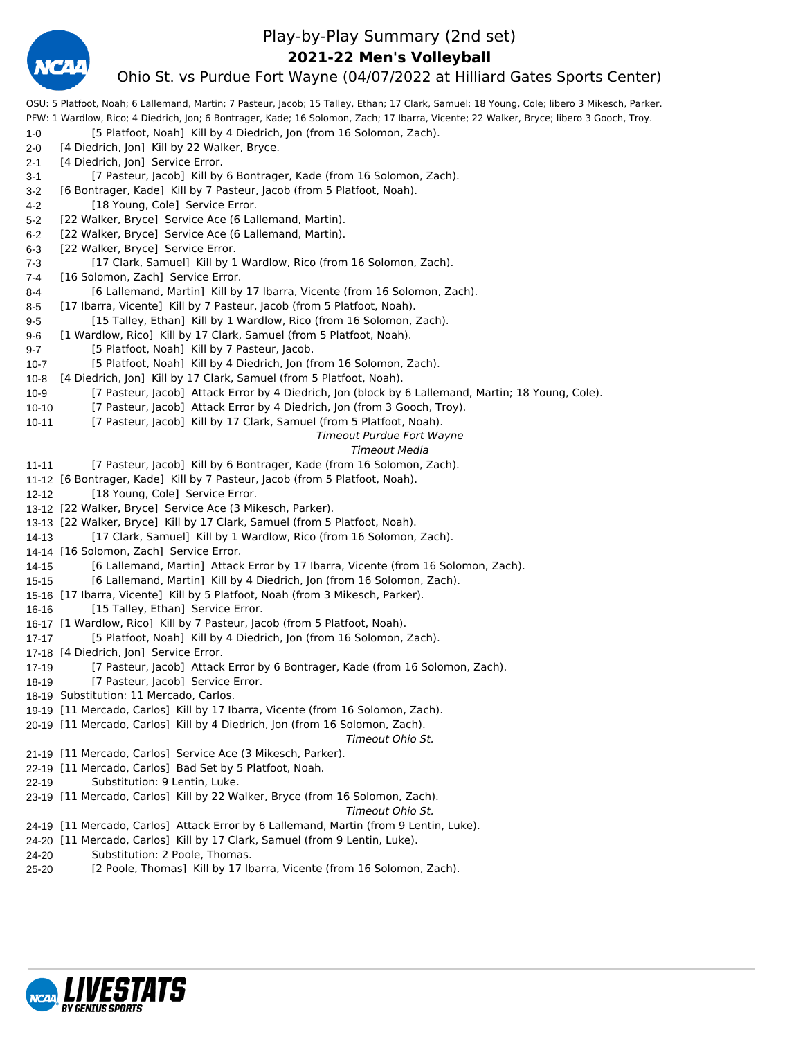# Play-by-Play Summary (2nd set)

## 2021-22 Men's Volleyball

### Ohio St. vs Purdue Fort Wayne (04/07/2022 at Hilliard Gates Sports Center)

OSU: 5 Platfoot, Noah; 6 Lallemand, Martin; 7 Pasteur, Jacob; 15 Talley, Ethan; 17 Clark, Samuel; 18 Young, Cole; libero 3 Mikesch, Parker.
PFW: 1 Wardlow, Rico; 4 Diedrich, Jon; 6 Bontrager, Kade; 16 Solomon, Zach; 17 Ibarra, Vicente; 22 Walker, Bryce; libero 3 Gooch, Troy.

| Score | Play |
|---|---|
| 1-0 | [5 Platfoot, Noah] Kill by 4 Diedrich, Jon (from 16 Solomon, Zach). |
| 2-0 | [4 Diedrich, Jon] Kill by 22 Walker, Bryce. |
| 2-1 | [4 Diedrich, Jon] Service Error. |
| 3-1 | [7 Pasteur, Jacob] Kill by 6 Bontrager, Kade (from 16 Solomon, Zach). |
| 3-2 | [6 Bontrager, Kade] Kill by 7 Pasteur, Jacob (from 5 Platfoot, Noah). |
| 4-2 | [18 Young, Cole] Service Error. |
| 5-2 | [22 Walker, Bryce] Service Ace (6 Lallemand, Martin). |
| 6-2 | [22 Walker, Bryce] Service Ace (6 Lallemand, Martin). |
| 6-3 | [22 Walker, Bryce] Service Error. |
| 7-3 | [17 Clark, Samuel] Kill by 1 Wardlow, Rico (from 16 Solomon, Zach). |
| 7-4 | [16 Solomon, Zach] Service Error. |
| 8-4 | [6 Lallemand, Martin] Kill by 17 Ibarra, Vicente (from 16 Solomon, Zach). |
| 8-5 | [17 Ibarra, Vicente] Kill by 7 Pasteur, Jacob (from 5 Platfoot, Noah). |
| 9-5 | [15 Talley, Ethan] Kill by 1 Wardlow, Rico (from 16 Solomon, Zach). |
| 9-6 | [1 Wardlow, Rico] Kill by 17 Clark, Samuel (from 5 Platfoot, Noah). |
| 9-7 | [5 Platfoot, Noah] Kill by 7 Pasteur, Jacob. |
| 10-7 | [5 Platfoot, Noah] Kill by 4 Diedrich, Jon (from 16 Solomon, Zach). |
| 10-8 | [4 Diedrich, Jon] Kill by 17 Clark, Samuel (from 5 Platfoot, Noah). |
| 10-9 | [7 Pasteur, Jacob] Attack Error by 4 Diedrich, Jon (block by 6 Lallemand, Martin; 18 Young, Cole). |
| 10-10 | [7 Pasteur, Jacob] Attack Error by 4 Diedrich, Jon (from 3 Gooch, Troy). |
| 10-11 | [7 Pasteur, Jacob] Kill by 17 Clark, Samuel (from 5 Platfoot, Noah). |
| | *Timeout Purdue Fort Wayne* |
| | *Timeout Media* |
| 11-11 | [7 Pasteur, Jacob] Kill by 6 Bontrager, Kade (from 16 Solomon, Zach). |
| 11-12 | [6 Bontrager, Kade] Kill by 7 Pasteur, Jacob (from 5 Platfoot, Noah). |
| 12-12 | [18 Young, Cole] Service Error. |
| 13-12 | [22 Walker, Bryce] Service Ace (3 Mikesch, Parker). |
| 13-13 | [22 Walker, Bryce] Kill by 17 Clark, Samuel (from 5 Platfoot, Noah). |
| 14-13 | [17 Clark, Samuel] Kill by 1 Wardlow, Rico (from 16 Solomon, Zach). |
| 14-14 | [16 Solomon, Zach] Service Error. |
| 14-15 | [6 Lallemand, Martin] Attack Error by 17 Ibarra, Vicente (from 16 Solomon, Zach). |
| 15-15 | [6 Lallemand, Martin] Kill by 4 Diedrich, Jon (from 16 Solomon, Zach). |
| 15-16 | [17 Ibarra, Vicente] Kill by 5 Platfoot, Noah (from 3 Mikesch, Parker). |
| 16-16 | [15 Talley, Ethan] Service Error. |
| 16-17 | [1 Wardlow, Rico] Kill by 7 Pasteur, Jacob (from 5 Platfoot, Noah). |
| 17-17 | [5 Platfoot, Noah] Kill by 4 Diedrich, Jon (from 16 Solomon, Zach). |
| 17-18 | [4 Diedrich, Jon] Service Error. |
| 17-19 | [7 Pasteur, Jacob] Attack Error by 6 Bontrager, Kade (from 16 Solomon, Zach). |
| 18-19 | [7 Pasteur, Jacob] Service Error. |
| 18-19 | Substitution: 11 Mercado, Carlos. |
| 19-19 | [11 Mercado, Carlos] Kill by 17 Ibarra, Vicente (from 16 Solomon, Zach). |
| 20-19 | [11 Mercado, Carlos] Kill by 4 Diedrich, Jon (from 16 Solomon, Zach). |
| | *Timeout Ohio St.* |
| 21-19 | [11 Mercado, Carlos] Service Ace (3 Mikesch, Parker). |
| 22-19 | [11 Mercado, Carlos] Bad Set by 5 Platfoot, Noah. |
| 22-19 | Substitution: 9 Lentin, Luke. |
| 23-19 | [11 Mercado, Carlos] Kill by 22 Walker, Bryce (from 16 Solomon, Zach). |
| | *Timeout Ohio St.* |
| 24-19 | [11 Mercado, Carlos] Attack Error by 6 Lallemand, Martin (from 9 Lentin, Luke). |
| 24-20 | [11 Mercado, Carlos] Kill by 17 Clark, Samuel (from 9 Lentin, Luke). |
| 24-20 | Substitution: 2 Poole, Thomas. |
| 25-20 | [2 Poole, Thomas] Kill by 17 Ibarra, Vicente (from 16 Solomon, Zach). |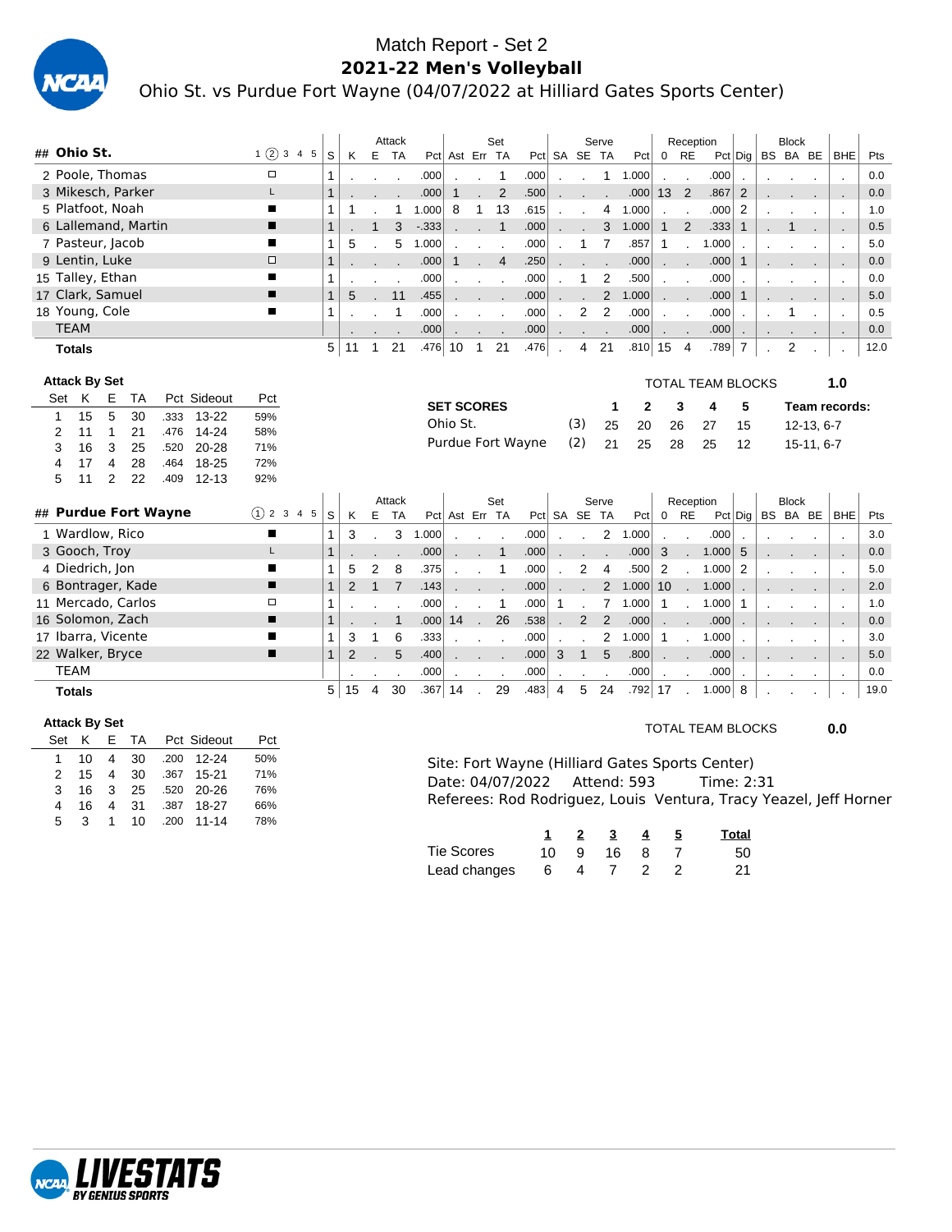# Match Report - Set 2

## 2021-22 Men's Volleyball

Ohio St. vs Purdue Fort Wayne (04/07/2022 at Hilliard Gates Sports Center)

| ## | Ohio St. | 1 ② 3 4 5 | S | Attack K | E | TA | Pct | Set Ast | Err | TA | Pct | Serve SA | SE | TA | Pct | Reception 0 | RE | Pct | Dig | Block BS | BA | BE | BHE | Pts |
|---|---|---|---|---|---|---|---|---|---|---|---|---|---|---|---|---|---|---|---|---|---|---|---|---|
| 2 | Poole, Thomas | □ | 1 | . | . | . | .000 | . | . | 1 | .000 | . | . | 1 | 1.000 | . | . | .000 | . | . | . | . | . | 0.0 |
| 3 | Mikesch, Parker | L | 1 | . | . | . | .000 | . | . | 2 | .500 | . | . | . | .000 | 13 | 2 | .867 | 2 | . | . | . | . | 0.0 |
| 5 | Platfoot, Noah | ■ | 1 | 1 | . | 1 | 1.000 | 8 | 1 | 13 | .615 | . | . | 4 | 1.000 | . | . | .000 | 2 | . | . | . | . | 1.0 |
| 6 | Lallemand, Martin | ■ | 1 | . | 1 | 3 | -.333 | . | . | 1 | .000 | . | . | 3 | 1.000 | 1 | 2 | .333 | 1 | . | 1 | . | . | 0.5 |
| 7 | Pasteur, Jacob | ■ | 1 | 5 | . | 5 | 1.000 | . | . | . | .000 | . | 1 | 7 | .857 | 1 | . | 1.000 | . | . | . | . | . | 5.0 |
| 9 | Lentin, Luke | □ | 1 | . | . | . | .000 | 1 | . | 4 | .250 | . | . | . | .000 | . | . | .000 | 1 | . | . | . | . | 0.0 |
| 15 | Talley, Ethan | ■ | 1 | . | . | . | .000 | . | . | . | .000 | . | 1 | 2 | .500 | . | . | .000 | . | . | . | . | . | 0.0 |
| 17 | Clark, Samuel | ■ | 1 | 5 | . | 11 | .455 | . | . | . | .000 | . | . | 2 | 1.000 | . | . | .000 | 1 | . | . | . | . | 5.0 |
| 18 | Young, Cole | ■ | 1 | . | . | 1 | .000 | . | . | . | .000 | . | 2 | 2 | .000 | . | . | .000 | . | . | 1 | . | . | 0.5 |
| | TEAM | | | . | . | . | .000 | . | . | . | .000 | . | . | . | .000 | . | . | .000 | . | . | . | . | . | 0.0 |
| | **Totals** | | 5 | 11 | 1 | 21 | .476 | 10 | 1 | 21 | .476 | . | 4 | 21 | .810 | 15 | 4 | .789 | 7 | . | 2 | . | . | 12.0 |

**Attack By Set**

| Set | K | E | TA | Pct | Sideout | Pct |
|---|---|---|---|---|---|---|
| 1 | 15 | 5 | 30 | .333 | 13-22 | 59% |
| 2 | 11 | 1 | 21 | .476 | 14-24 | 58% |
| 3 | 16 | 3 | 25 | .520 | 20-28 | 71% |
| 4 | 17 | 4 | 28 | .464 | 18-25 | 72% |
| 5 | 11 | 2 | 22 | .409 | 12-13 | 92% |

TOTAL TEAM BLOCKS **1.0**

| SET SCORES | | 1 | 2 | 3 | 4 | 5 | Team records: |
|---|---|---|---|---|---|---|---|
| Ohio St. | (3) | 25 | 20 | 26 | 27 | 15 | 12-13, 6-7 |
| Purdue Fort Wayne | (2) | 21 | 25 | 28 | 25 | 12 | 15-11, 6-7 |

| ## | Purdue Fort Wayne | ① 2 3 4 5 | S | Attack K | E | TA | Pct | Set Ast | Err | TA | Pct | Serve SA | SE | TA | Pct | Reception 0 | RE | Pct | Dig | Block BS | BA | BE | BHE | Pts |
|---|---|---|---|---|---|---|---|---|---|---|---|---|---|---|---|---|---|---|---|---|---|---|---|---|
| 1 | Wardlow, Rico | ■ | 1 | 3 | . | 3 | 1.000 | . | . | . | .000 | . | . | 2 | 1.000 | . | . | .000 | . | . | . | . | . | 3.0 |
| 3 | Gooch, Troy | L | 1 | . | . | . | .000 | . | . | 1 | .000 | . | . | . | .000 | 3 | . | 1.000 | 5 | . | . | . | . | 0.0 |
| 4 | Diedrich, Jon | ■ | 1 | 5 | 2 | 8 | .375 | . | . | 1 | .000 | . | 2 | 4 | .500 | 2 | . | 1.000 | 2 | . | . | . | . | 5.0 |
| 6 | Bontrager, Kade | ■ | 1 | 2 | 1 | 7 | .143 | . | . | . | .000 | . | . | 2 | 1.000 | 10 | . | 1.000 | . | . | . | . | . | 2.0 |
| 11 | Mercado, Carlos | □ | 1 | . | . | . | .000 | . | . | 1 | .000 | 1 | . | 7 | 1.000 | 1 | . | 1.000 | 1 | . | . | . | . | 1.0 |
| 16 | Solomon, Zach | ■ | 1 | . | . | 1 | .000 | 14 | . | 26 | .538 | . | 2 | 2 | .000 | . | . | .000 | . | . | . | . | . | 0.0 |
| 17 | Ibarra, Vicente | ■ | 1 | 3 | 1 | 6 | .333 | . | . | . | .000 | . | . | 2 | 1.000 | 1 | . | 1.000 | . | . | . | . | . | 3.0 |
| 22 | Walker, Bryce | ■ | 1 | 2 | . | 5 | .400 | . | . | . | .000 | 3 | 1 | 5 | .800 | . | . | .000 | . | . | . | . | . | 5.0 |
| | TEAM | | | . | . | . | .000 | . | . | . | .000 | . | . | . | .000 | . | . | .000 | . | . | . | . | . | 0.0 |
| | **Totals** | | 5 | 15 | 4 | 30 | .367 | 14 | . | 29 | .483 | 4 | 5 | 24 | .792 | 17 | . | 1.000 | 8 | . | . | . | . | 19.0 |

**Attack By Set**

| Set | K | E | TA | Pct | Sideout | Pct |
|---|---|---|---|---|---|---|
| 1 | 10 | 4 | 30 | .200 | 12-24 | 50% |
| 2 | 15 | 4 | 30 | .367 | 15-21 | 71% |
| 3 | 16 | 3 | 25 | .520 | 20-26 | 76% |
| 4 | 16 | 4 | 31 | .387 | 18-27 | 66% |
| 5 | 3 | 1 | 10 | .200 | 11-14 | 78% |

TOTAL TEAM BLOCKS **0.0**

Site: Fort Wayne (Hilliard Gates Sports Center)
Date: 04/07/2022 Attend: 593 Time: 2:31
Referees: Rod Rodriguez, Louis Ventura, Tracy Yeazel, Jeff Horner

| | 1 | 2 | 3 | 4 | 5 | Total |
|---|---|---|---|---|---|---|
| Tie Scores | 10 | 9 | 16 | 8 | 7 | 50 |
| Lead changes | 6 | 4 | 7 | 2 | 2 | 21 |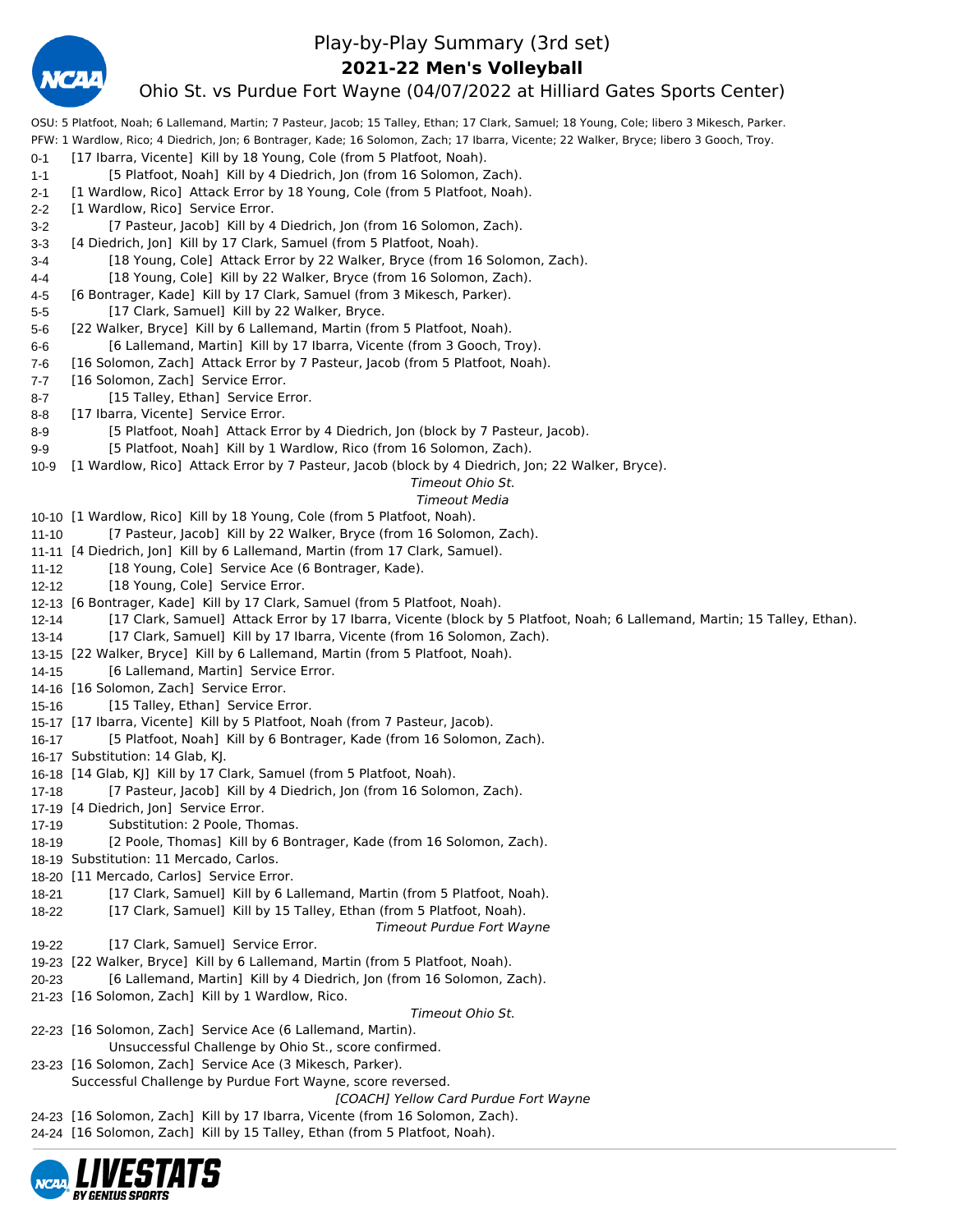# Play-by-Play Summary (3rd set)

## 2021-22 Men's Volleyball

### Ohio St. vs Purdue Fort Wayne (04/07/2022 at Hilliard Gates Sports Center)

OSU: 5 Platfoot, Noah; 6 Lallemand, Martin; 7 Pasteur, Jacob; 15 Talley, Ethan; 17 Clark, Samuel; 18 Young, Cole; libero 3 Mikesch, Parker.

PFW: 1 Wardlow, Rico; 4 Diedrich, Jon; 6 Bontrager, Kade; 16 Solomon, Zach; 17 Ibarra, Vicente; 22 Walker, Bryce; libero 3 Gooch, Troy.

0-1 [17 Ibarra, Vicente] Kill by 18 Young, Cole (from 5 Platfoot, Noah).
1-1 [5 Platfoot, Noah] Kill by 4 Diedrich, Jon (from 16 Solomon, Zach).
2-1 [1 Wardlow, Rico] Attack Error by 18 Young, Cole (from 5 Platfoot, Noah).
2-2 [1 Wardlow, Rico] Service Error.
3-2 [7 Pasteur, Jacob] Kill by 4 Diedrich, Jon (from 16 Solomon, Zach).
3-3 [4 Diedrich, Jon] Kill by 17 Clark, Samuel (from 5 Platfoot, Noah).
3-4 [18 Young, Cole] Attack Error by 22 Walker, Bryce (from 16 Solomon, Zach).
4-4 [18 Young, Cole] Kill by 22 Walker, Bryce (from 16 Solomon, Zach).
4-5 [6 Bontrager, Kade] Kill by 17 Clark, Samuel (from 3 Mikesch, Parker).
5-5 [17 Clark, Samuel] Kill by 22 Walker, Bryce.
5-6 [22 Walker, Bryce] Kill by 6 Lallemand, Martin (from 5 Platfoot, Noah).
6-6 [6 Lallemand, Martin] Kill by 17 Ibarra, Vicente (from 3 Gooch, Troy).
7-6 [16 Solomon, Zach] Attack Error by 7 Pasteur, Jacob (from 5 Platfoot, Noah).
7-7 [16 Solomon, Zach] Service Error.
8-7 [15 Talley, Ethan] Service Error.
8-8 [17 Ibarra, Vicente] Service Error.
8-9 [5 Platfoot, Noah] Attack Error by 4 Diedrich, Jon (block by 7 Pasteur, Jacob).
9-9 [5 Platfoot, Noah] Kill by 1 Wardlow, Rico (from 16 Solomon, Zach).
10-9 [1 Wardlow, Rico] Attack Error by 7 Pasteur, Jacob (block by 4 Diedrich, Jon; 22 Walker, Bryce).

*Timeout Ohio St.*

*Timeout Media*

10-10 [1 Wardlow, Rico] Kill by 18 Young, Cole (from 5 Platfoot, Noah).
11-10 [7 Pasteur, Jacob] Kill by 22 Walker, Bryce (from 16 Solomon, Zach).
11-11 [4 Diedrich, Jon] Kill by 6 Lallemand, Martin (from 17 Clark, Samuel).
11-12 [18 Young, Cole] Service Ace (6 Bontrager, Kade).
12-12 [18 Young, Cole] Service Error.
12-13 [6 Bontrager, Kade] Kill by 17 Clark, Samuel (from 5 Platfoot, Noah).
12-14 [17 Clark, Samuel] Attack Error by 17 Ibarra, Vicente (block by 5 Platfoot, Noah; 6 Lallemand, Martin; 15 Talley, Ethan).
13-14 [17 Clark, Samuel] Kill by 17 Ibarra, Vicente (from 16 Solomon, Zach).
13-15 [22 Walker, Bryce] Kill by 6 Lallemand, Martin (from 5 Platfoot, Noah).
14-15 [6 Lallemand, Martin] Service Error.
14-16 [16 Solomon, Zach] Service Error.
15-16 [15 Talley, Ethan] Service Error.
15-17 [17 Ibarra, Vicente] Kill by 5 Platfoot, Noah (from 7 Pasteur, Jacob).
16-17 [5 Platfoot, Noah] Kill by 6 Bontrager, Kade (from 16 Solomon, Zach).
16-17 Substitution: 14 Glab, KJ.
16-18 [14 Glab, KJ] Kill by 17 Clark, Samuel (from 5 Platfoot, Noah).
17-18 [7 Pasteur, Jacob] Kill by 4 Diedrich, Jon (from 16 Solomon, Zach).
17-19 [4 Diedrich, Jon] Service Error.
17-19 Substitution: 2 Poole, Thomas.
18-19 [2 Poole, Thomas] Kill by 6 Bontrager, Kade (from 16 Solomon, Zach).
18-19 Substitution: 11 Mercado, Carlos.
18-20 [11 Mercado, Carlos] Service Error.
18-21 [17 Clark, Samuel] Kill by 6 Lallemand, Martin (from 5 Platfoot, Noah).
18-22 [17 Clark, Samuel] Kill by 15 Talley, Ethan (from 5 Platfoot, Noah).

*Timeout Purdue Fort Wayne*

19-22 [17 Clark, Samuel] Service Error.
19-23 [22 Walker, Bryce] Kill by 6 Lallemand, Martin (from 5 Platfoot, Noah).
20-23 [6 Lallemand, Martin] Kill by 4 Diedrich, Jon (from 16 Solomon, Zach).
21-23 [16 Solomon, Zach] Kill by 1 Wardlow, Rico.

*Timeout Ohio St.*

22-23 [16 Solomon, Zach] Service Ace (6 Lallemand, Martin).
Unsuccessful Challenge by Ohio St., score confirmed.
23-23 [16 Solomon, Zach] Service Ace (3 Mikesch, Parker).
Successful Challenge by Purdue Fort Wayne, score reversed.

*[COACH] Yellow Card Purdue Fort Wayne*

24-23 [16 Solomon, Zach] Kill by 17 Ibarra, Vicente (from 16 Solomon, Zach).
24-24 [16 Solomon, Zach] Kill by 15 Talley, Ethan (from 5 Platfoot, Noah).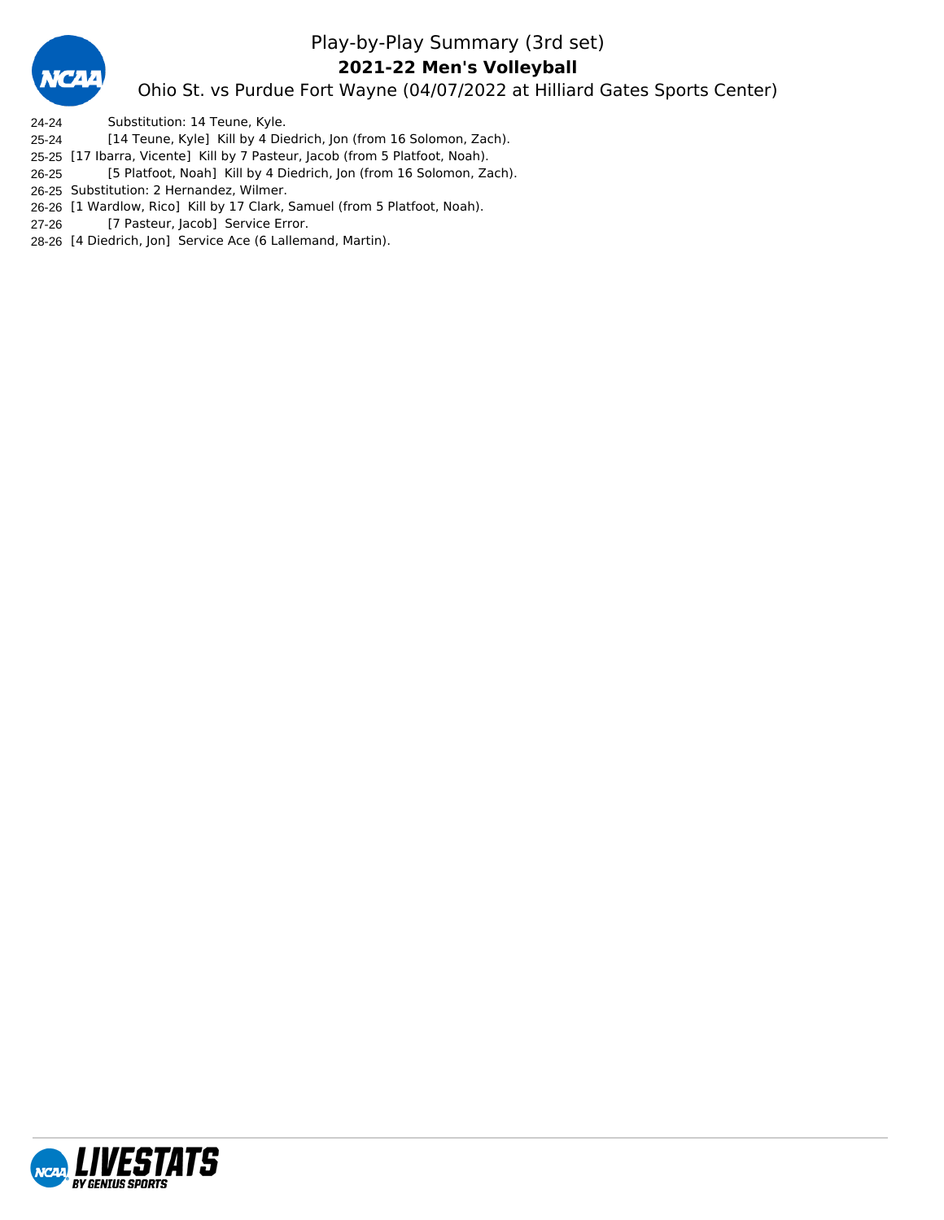# Play-by-Play Summary (3rd set)

**2021-22 Men's Volleyball**

Ohio St. vs Purdue Fort Wayne (04/07/2022 at Hilliard Gates Sports Center)

| Score | Ohio St. | Purdue Fort Wayne |
|---|---|---|
| 24-24 | | Substitution: 14 Teune, Kyle. |
| 25-24 | | [14 Teune, Kyle] Kill by 4 Diedrich, Jon (from 16 Solomon, Zach). |
| 25-25 | [17 Ibarra, Vicente] Kill by 7 Pasteur, Jacob (from 5 Platfoot, Noah). | |
| 26-25 | | [5 Platfoot, Noah] Kill by 4 Diedrich, Jon (from 16 Solomon, Zach). |
| 26-25 | Substitution: 2 Hernandez, Wilmer. | |
| 26-26 | [1 Wardlow, Rico] Kill by 17 Clark, Samuel (from 5 Platfoot, Noah). | |
| 27-26 | | [7 Pasteur, Jacob] Service Error. |
| 28-26 | [4 Diedrich, Jon] Service Ace (6 Lallemand, Martin). | |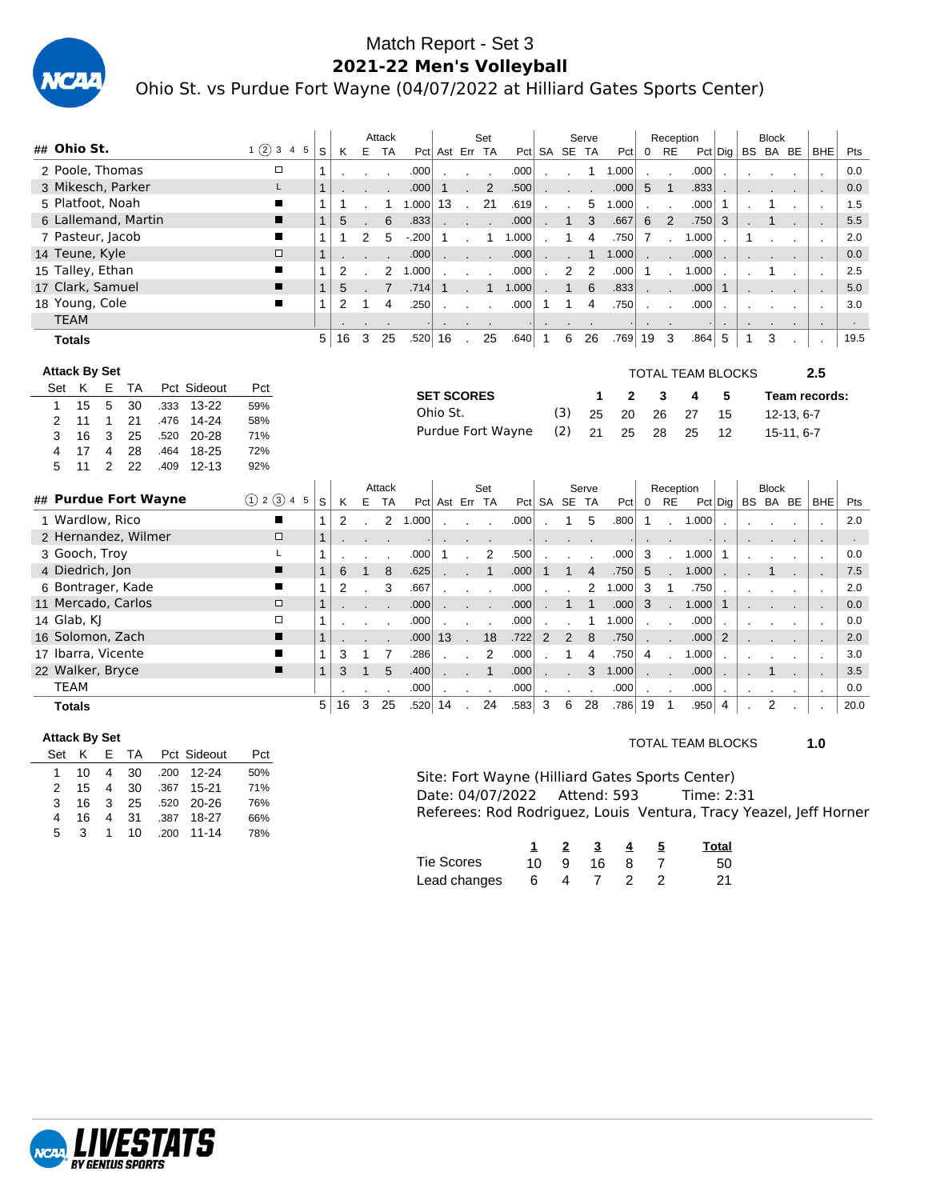# Match Report - Set 3

## 2021-22 Men's Volleyball

Ohio St. vs Purdue Fort Wayne (04/07/2022 at Hilliard Gates Sports Center)

| ## | Ohio St. | 1 ② 3 4 5 | S | Attack K | E | TA | Pct | Set Ast | Err | TA | Pct | Serve SA | SE | TA | Pct | Reception 0 | RE | Pct | Dig | Block BS | BA | BE | BHE | Pts |
|---|---|---|---|---|---|---|---|---|---|---|---|---|---|---|---|---|---|---|---|---|---|---|---|---|
| 2 | Poole, Thomas | □ | 1 | . | . | . | .000 | . | . | . | .000 | . | . | 1 | 1.000 | . | . | .000 | . | . | . | . | . | 0.0 |
| 3 | Mikesch, Parker | L | 1 | . | . | . | .000 | 1 | . | 2 | .500 | . | . | . | .000 | 5 | 1 | .833 | . | . | . | . | . | 0.0 |
| 5 | Platfoot, Noah | ■ | 1 | 1 | . | 1 | 1.000 | 13 | . | 21 | .619 | . | . | 5 | 1.000 | . | . | .000 | 1 | . | 1 | . | . | 1.5 |
| 6 | Lallemand, Martin | ■ | 1 | 5 | . | 6 | .833 | . | . | . | .000 | . | 1 | 3 | .667 | 6 | 2 | .750 | 3 | . | 1 | . | . | 5.5 |
| 7 | Pasteur, Jacob | ■ | 1 | 1 | 2 | 5 | -.200 | 1 | . | 1 | 1.000 | . | 1 | 4 | .750 | 7 | . | 1.000 | . | 1 | . | . | . | 2.0 |
| 14 | Teune, Kyle | □ | 1 | . | . | . | .000 | . | . | . | .000 | . | . | 1 | 1.000 | . | . | .000 | . | . | . | . | . | 0.0 |
| 15 | Talley, Ethan | ■ | 1 | 2 | . | 2 | 1.000 | . | . | . | .000 | . | 2 | 2 | .000 | 1 | . | 1.000 | . | . | 1 | . | . | 2.5 |
| 17 | Clark, Samuel | ■ | 1 | 5 | . | 7 | .714 | 1 | . | 1 | 1.000 | . | 1 | 6 | .833 | . | . | .000 | 1 | . | . | . | . | 5.0 |
| 18 | Young, Cole | ■ | 1 | 2 | 1 | 4 | .250 | . | . | . | .000 | 1 | 1 | 4 | .750 | . | . | .000 | . | . | . | . | . | 3.0 |
| | TEAM | | | . | . | . | | . | . | . | | . | . | . | | . | . | | . | . | . | . | . | . |
| | **Totals** | | 5 | 16 | 3 | 25 | .520 | 16 | . | 25 | .640 | 1 | 6 | 26 | .769 | 19 | 3 | .864 | 5 | 1 | 3 | . | . | 19.5 |

**Attack By Set**

| Set | K | E | TA | Pct | Sideout | Pct |
|---|---|---|---|---|---|---|
| 1 | 15 | 5 | 30 | .333 | 13-22 | 59% |
| 2 | 11 | 1 | 21 | .476 | 14-24 | 58% |
| 3 | 16 | 3 | 25 | .520 | 20-28 | 71% |
| 4 | 17 | 4 | 28 | .464 | 18-25 | 72% |
| 5 | 11 | 2 | 22 | .409 | 12-13 | 92% |

TOTAL TEAM BLOCKS 2.5

| SET SCORES | | 1 | 2 | 3 | 4 | 5 | Team records: |
|---|---|---|---|---|---|---|---|
| Ohio St. | (3) | 25 | 20 | 26 | 27 | 15 | 12-13, 6-7 |
| Purdue Fort Wayne | (2) | 21 | 25 | 28 | 25 | 12 | 15-11, 6-7 |

| ## | Purdue Fort Wayne | ① 2 ③ 4 5 | S | Attack K | E | TA | Pct | Set Ast | Err | TA | Pct | Serve SA | SE | TA | Pct | Reception 0 | RE | Pct | Dig | Block BS | BA | BE | BHE | Pts |
|---|---|---|---|---|---|---|---|---|---|---|---|---|---|---|---|---|---|---|---|---|---|---|---|---|
| 1 | Wardlow, Rico | ■ | 1 | 2 | . | 2 | 1.000 | . | . | . | .000 | . | 1 | 5 | .800 | 1 | . | 1.000 | . | . | . | . | . | 2.0 |
| 2 | Hernandez, Wilmer | □ | 1 | . | . | . | | . | . | . | | . | . | . | | . | . | | . | . | . | . | . | . |
| 3 | Gooch, Troy | L | 1 | . | . | . | .000 | 1 | . | 2 | .500 | . | . | . | .000 | 3 | . | 1.000 | 1 | . | . | . | . | 0.0 |
| 4 | Diedrich, Jon | ■ | 1 | 6 | 1 | 8 | .625 | . | . | 1 | .000 | 1 | 1 | 4 | .750 | 5 | . | 1.000 | . | . | 1 | . | . | 7.5 |
| 6 | Bontrager, Kade | ■ | 1 | 2 | . | 3 | .667 | . | . | . | .000 | . | . | 2 | 1.000 | 3 | 1 | .750 | . | . | . | . | . | 2.0 |
| 11 | Mercado, Carlos | □ | 1 | . | . | . | .000 | . | . | . | .000 | . | 1 | 1 | .000 | 3 | . | 1.000 | 1 | . | . | . | . | 0.0 |
| 14 | Glab, KJ | □ | 1 | . | . | . | .000 | . | . | . | .000 | . | . | 1 | 1.000 | . | . | .000 | . | . | . | . | . | 0.0 |
| 16 | Solomon, Zach | ■ | 1 | . | . | . | .000 | 13 | . | 18 | .722 | 2 | 2 | 8 | .750 | . | . | .000 | 2 | . | . | . | . | 2.0 |
| 17 | Ibarra, Vicente | ■ | 1 | 3 | 1 | 7 | .286 | . | . | 2 | .000 | . | 1 | 4 | .750 | 4 | . | 1.000 | . | . | . | . | . | 3.0 |
| 22 | Walker, Bryce | ■ | 1 | 3 | 1 | 5 | .400 | . | . | 1 | .000 | . | . | 3 | 1.000 | . | . | .000 | . | . | 1 | . | . | 3.5 |
| | TEAM | | | . | . | . | .000 | . | . | . | .000 | . | . | . | .000 | . | . | .000 | . | . | . | . | . | 0.0 |
| | **Totals** | | 5 | 16 | 3 | 25 | .520 | 14 | . | 24 | .583 | 3 | 6 | 28 | .786 | 19 | 1 | .950 | 4 | . | 2 | . | . | 20.0 |

**Attack By Set**

| Set | K | E | TA | Pct | Sideout | Pct |
|---|---|---|---|---|---|---|
| 1 | 10 | 4 | 30 | .200 | 12-24 | 50% |
| 2 | 15 | 4 | 30 | .367 | 15-21 | 71% |
| 3 | 16 | 3 | 25 | .520 | 20-26 | 76% |
| 4 | 16 | 4 | 31 | .387 | 18-27 | 66% |
| 5 | 3 | 1 | 10 | .200 | 11-14 | 78% |

TOTAL TEAM BLOCKS 1.0

Site: Fort Wayne (Hilliard Gates Sports Center)
Date: 04/07/2022 Attend: 593 Time: 2:31
Referees: Rod Rodriguez, Louis Ventura, Tracy Yeazel, Jeff Horner

| | 1 | 2 | 3 | 4 | 5 | Total |
|---|---|---|---|---|---|---|
| Tie Scores | 10 | 9 | 16 | 8 | 7 | 50 |
| Lead changes | 6 | 4 | 7 | 2 | 2 | 21 |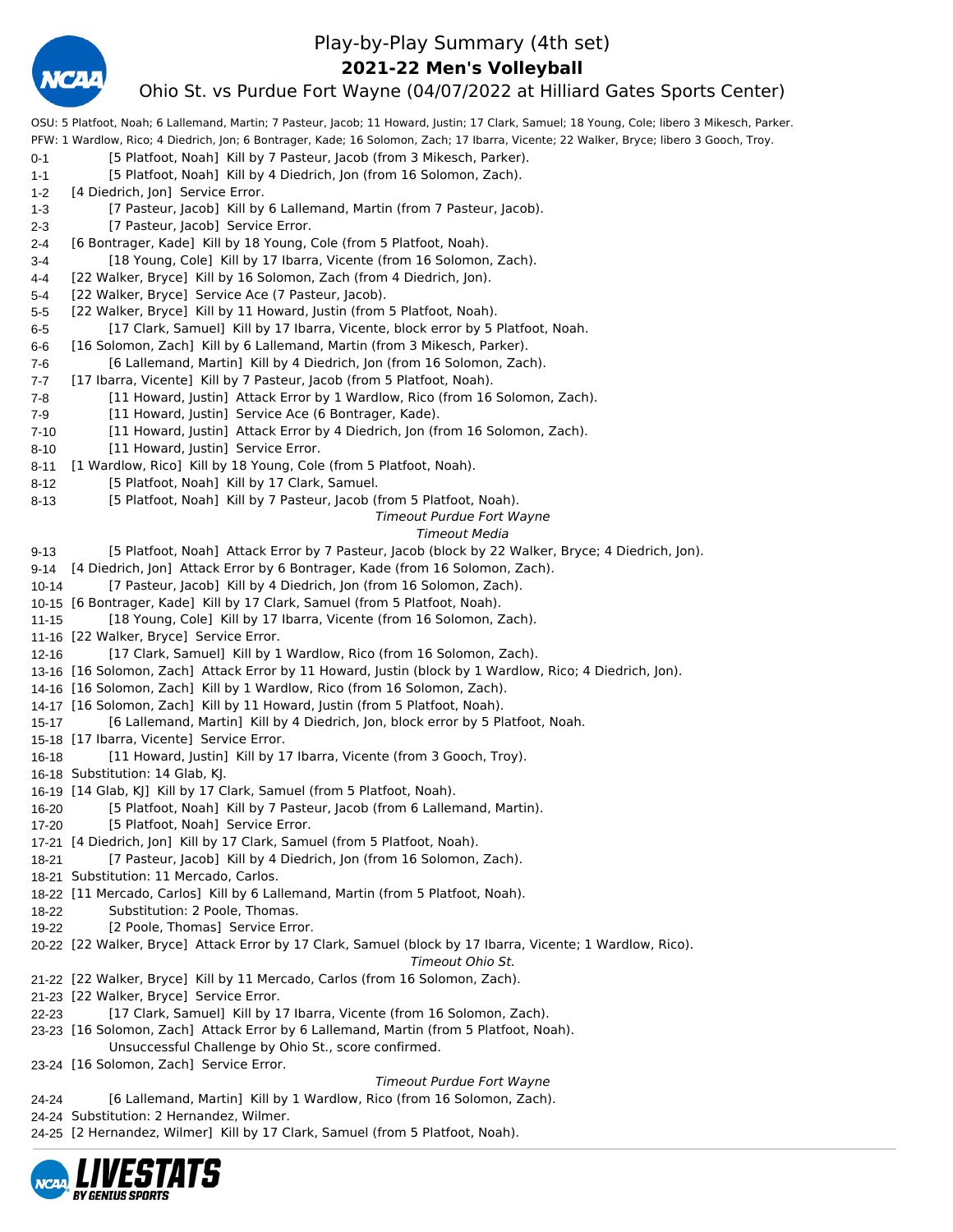# Play-by-Play Summary (4th set)

## 2021-22 Men's Volleyball

### Ohio St. vs Purdue Fort Wayne (04/07/2022 at Hilliard Gates Sports Center)

OSU: 5 Platfoot, Noah; 6 Lallemand, Martin; 7 Pasteur, Jacob; 11 Howard, Justin; 17 Clark, Samuel; 18 Young, Cole; libero 3 Mikesch, Parker.
PFW: 1 Wardlow, Rico; 4 Diedrich, Jon; 6 Bontrager, Kade; 16 Solomon, Zach; 17 Ibarra, Vicente; 22 Walker, Bryce; libero 3 Gooch, Troy.

0-1 [5 Platfoot, Noah] Kill by 7 Pasteur, Jacob (from 3 Mikesch, Parker).
1-1 [5 Platfoot, Noah] Kill by 4 Diedrich, Jon (from 16 Solomon, Zach).
1-2 [4 Diedrich, Jon] Service Error.
1-3 [7 Pasteur, Jacob] Kill by 6 Lallemand, Martin (from 7 Pasteur, Jacob).
2-3 [7 Pasteur, Jacob] Service Error.
2-4 [6 Bontrager, Kade] Kill by 18 Young, Cole (from 5 Platfoot, Noah).
3-4 [18 Young, Cole] Kill by 17 Ibarra, Vicente (from 16 Solomon, Zach).
4-4 [22 Walker, Bryce] Kill by 16 Solomon, Zach (from 4 Diedrich, Jon).
5-4 [22 Walker, Bryce] Service Ace (7 Pasteur, Jacob).
5-5 [22 Walker, Bryce] Kill by 11 Howard, Justin (from 5 Platfoot, Noah).
6-5 [17 Clark, Samuel] Kill by 17 Ibarra, Vicente, block error by 5 Platfoot, Noah.
6-6 [16 Solomon, Zach] Kill by 6 Lallemand, Martin (from 3 Mikesch, Parker).
7-6 [6 Lallemand, Martin] Kill by 4 Diedrich, Jon (from 16 Solomon, Zach).
7-7 [17 Ibarra, Vicente] Kill by 7 Pasteur, Jacob (from 5 Platfoot, Noah).
7-8 [11 Howard, Justin] Attack Error by 1 Wardlow, Rico (from 16 Solomon, Zach).
7-9 [11 Howard, Justin] Service Ace (6 Bontrager, Kade).
7-10 [11 Howard, Justin] Attack Error by 4 Diedrich, Jon (from 16 Solomon, Zach).
8-10 [11 Howard, Justin] Service Error.
8-11 [1 Wardlow, Rico] Kill by 18 Young, Cole (from 5 Platfoot, Noah).
8-12 [5 Platfoot, Noah] Kill by 17 Clark, Samuel.
8-13 [5 Platfoot, Noah] Kill by 7 Pasteur, Jacob (from 5 Platfoot, Noah).

*Timeout Purdue Fort Wayne*

*Timeout Media*

9-13 [5 Platfoot, Noah] Attack Error by 7 Pasteur, Jacob (block by 22 Walker, Bryce; 4 Diedrich, Jon).
9-14 [4 Diedrich, Jon] Attack Error by 6 Bontrager, Kade (from 16 Solomon, Zach).
10-14 [7 Pasteur, Jacob] Kill by 4 Diedrich, Jon (from 16 Solomon, Zach).
10-15 [6 Bontrager, Kade] Kill by 17 Clark, Samuel (from 5 Platfoot, Noah).
11-15 [18 Young, Cole] Kill by 17 Ibarra, Vicente (from 16 Solomon, Zach).
11-16 [22 Walker, Bryce] Service Error.
12-16 [17 Clark, Samuel] Kill by 1 Wardlow, Rico (from 16 Solomon, Zach).
13-16 [16 Solomon, Zach] Attack Error by 11 Howard, Justin (block by 1 Wardlow, Rico; 4 Diedrich, Jon).
14-16 [16 Solomon, Zach] Kill by 1 Wardlow, Rico (from 16 Solomon, Zach).
14-17 [16 Solomon, Zach] Kill by 11 Howard, Justin (from 5 Platfoot, Noah).
15-17 [6 Lallemand, Martin] Kill by 4 Diedrich, Jon, block error by 5 Platfoot, Noah.
15-18 [17 Ibarra, Vicente] Service Error.
16-18 [11 Howard, Justin] Kill by 17 Ibarra, Vicente (from 3 Gooch, Troy).
16-18 Substitution: 14 Glab, KJ.
16-19 [14 Glab, KJ] Kill by 17 Clark, Samuel (from 5 Platfoot, Noah).
16-20 [5 Platfoot, Noah] Kill by 7 Pasteur, Jacob (from 6 Lallemand, Martin).
17-20 [5 Platfoot, Noah] Service Error.
17-21 [4 Diedrich, Jon] Kill by 17 Clark, Samuel (from 5 Platfoot, Noah).
18-21 [7 Pasteur, Jacob] Kill by 4 Diedrich, Jon (from 16 Solomon, Zach).
18-21 Substitution: 11 Mercado, Carlos.
18-22 [11 Mercado, Carlos] Kill by 6 Lallemand, Martin (from 5 Platfoot, Noah).
18-22 Substitution: 2 Poole, Thomas.
19-22 [2 Poole, Thomas] Service Error.
20-22 [22 Walker, Bryce] Attack Error by 17 Clark, Samuel (block by 17 Ibarra, Vicente; 1 Wardlow, Rico).

*Timeout Ohio St.*

21-22 [22 Walker, Bryce] Kill by 11 Mercado, Carlos (from 16 Solomon, Zach).
21-23 [22 Walker, Bryce] Service Error.
22-23 [17 Clark, Samuel] Kill by 17 Ibarra, Vicente (from 16 Solomon, Zach).
23-23 [16 Solomon, Zach] Attack Error by 6 Lallemand, Martin (from 5 Platfoot, Noah).
Unsuccessful Challenge by Ohio St., score confirmed.
23-24 [16 Solomon, Zach] Service Error.

*Timeout Purdue Fort Wayne*

24-24 [6 Lallemand, Martin] Kill by 1 Wardlow, Rico (from 16 Solomon, Zach).
24-24 Substitution: 2 Hernandez, Wilmer.
24-25 [2 Hernandez, Wilmer] Kill by 17 Clark, Samuel (from 5 Platfoot, Noah).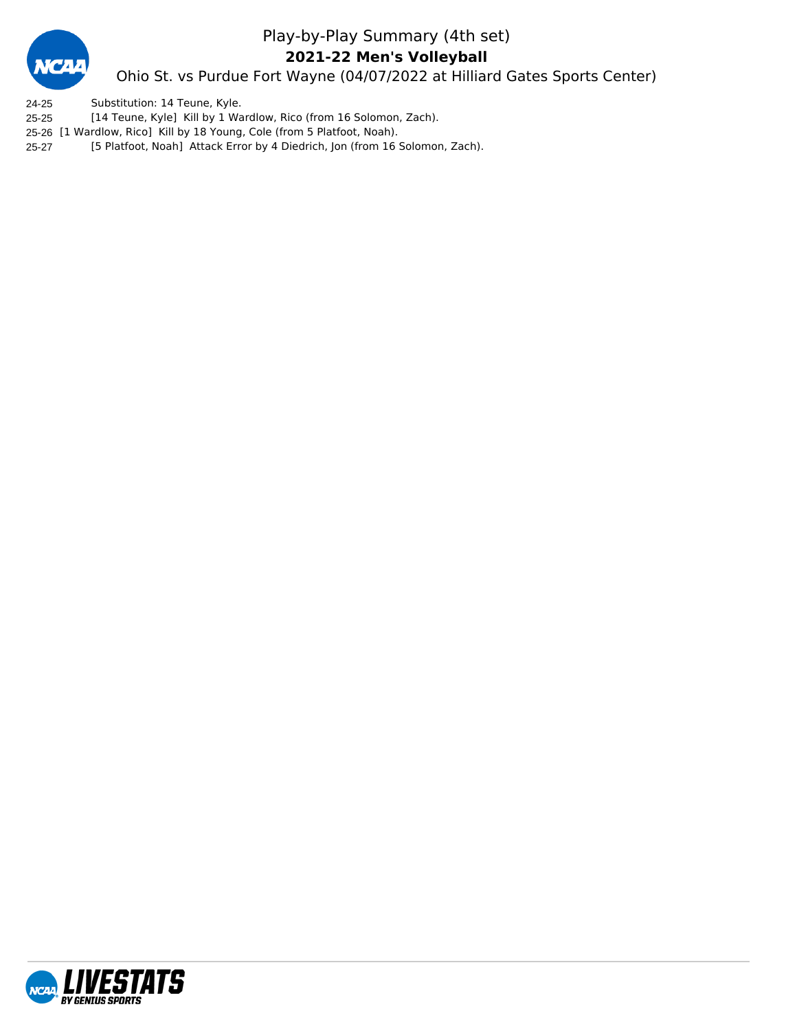# Play-by-Play Summary (4th set)

**2021-22 Men's Volleyball**

Ohio St. vs Purdue Fort Wayne (04/07/2022 at Hilliard Gates Sports Center)

24-25 Substitution: 14 Teune, Kyle.
25-25 [14 Teune, Kyle] Kill by 1 Wardlow, Rico (from 16 Solomon, Zach).
25-26 [1 Wardlow, Rico] Kill by 18 Young, Cole (from 5 Platfoot, Noah).
25-27 [5 Platfoot, Noah] Attack Error by 4 Diedrich, Jon (from 16 Solomon, Zach).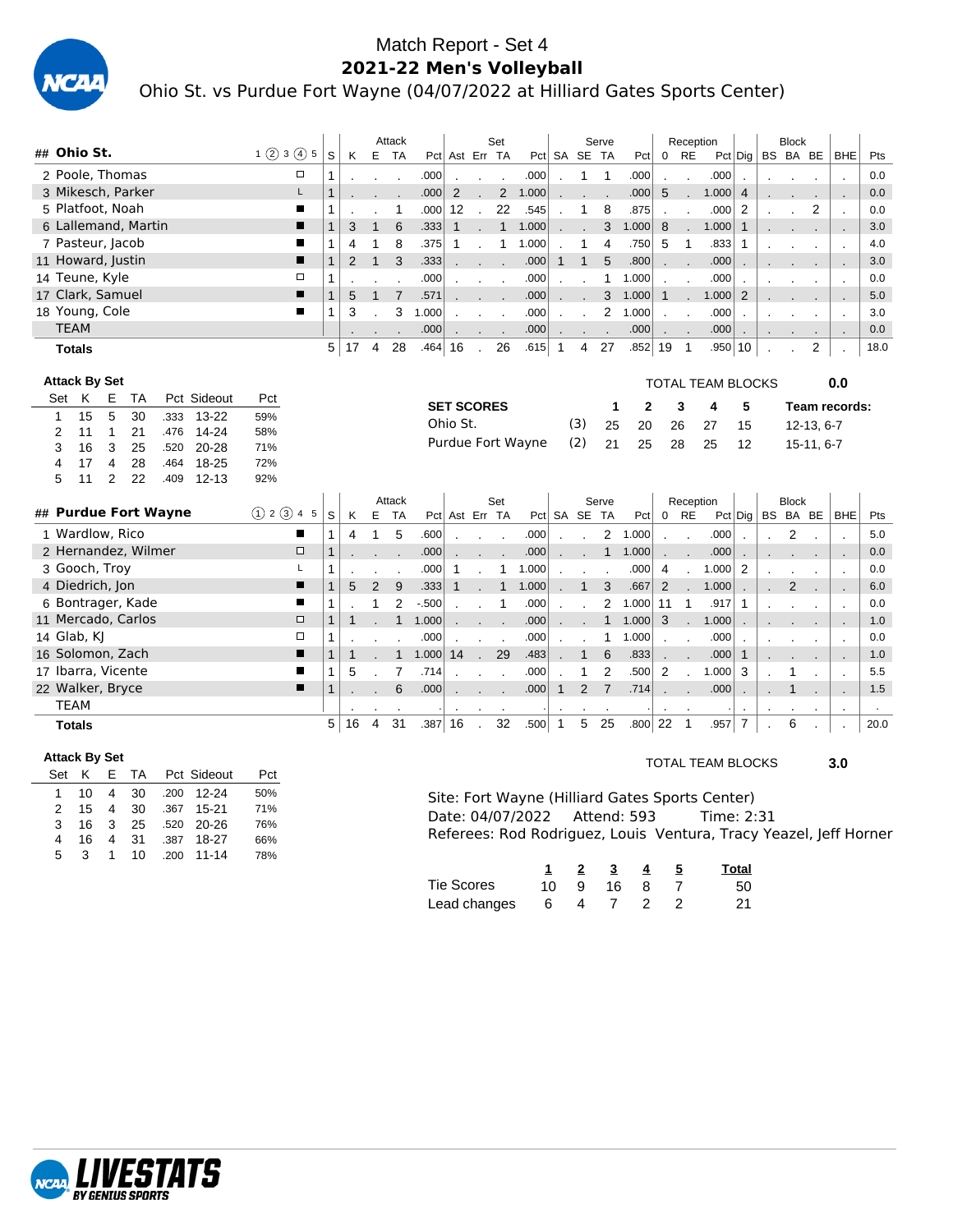# Match Report - Set 4

## 2021-22 Men's Volleyball

Ohio St. vs Purdue Fort Wayne (04/07/2022 at Hilliard Gates Sports Center)

| ## | Ohio St. | 1 ② 3 ④ 5 | S | Attack K | E | TA | Pct | Set Ast | Err | TA | Pct | Serve SA | SE | TA | Pct | Reception 0 | RE | Pct | Dig | Block BS | BA | BE | BHE | Pts |
|---|---|---|---|---|---|---|---|---|---|---|---|---|---|---|---|---|---|---|---|---|---|---|---|---|
| 2 | Poole, Thomas | □ | 1 | . | . | . | .000 | . | . | . | .000 | . | 1 | 1 | .000 | . | . | .000 | . | . | . | . | . | 0.0 |
| 3 | Mikesch, Parker | L | 1 | . | . | . | .000 | 2 | . | 2 | 1.000 | . | . | . | .000 | 5 | . | 1.000 | 4 | . | . | . | . | 0.0 |
| 5 | Platfoot, Noah | ■ | 1 | . | . | 1 | .000 | 12 | . | 22 | .545 | . | 1 | 8 | .875 | . | . | .000 | 2 | . | . | 2 | . | 0.0 |
| 6 | Lallemand, Martin | ■ | 1 | 3 | 1 | 6 | .333 | 1 | . | 1 | 1.000 | . | . | 3 | 1.000 | 8 | . | 1.000 | 1 | . | . | . | . | 3.0 |
| 7 | Pasteur, Jacob | ■ | 1 | 4 | 1 | 8 | .375 | 1 | . | 1 | 1.000 | . | 1 | 4 | .750 | 5 | 1 | .833 | 1 | . | . | . | . | 4.0 |
| 11 | Howard, Justin | ■ | 1 | 2 | 1 | 3 | .333 | . | . | . | .000 | 1 | 1 | 5 | .800 | . | . | .000 | . | . | . | . | . | 3.0 |
| 14 | Teune, Kyle | □ | 1 | . | . | . | .000 | . | . | . | .000 | . | . | 1 | 1.000 | . | . | .000 | . | . | . | . | . | 0.0 |
| 17 | Clark, Samuel | ■ | 1 | 5 | 1 | 7 | .571 | . | . | . | .000 | . | . | 3 | 1.000 | 1 | . | 1.000 | 2 | . | . | . | . | 5.0 |
| 18 | Young, Cole | ■ | 1 | 3 | . | 3 | 1.000 | . | . | . | .000 | . | . | 2 | 1.000 | . | . | .000 | . | . | . | . | . | 3.0 |
| | TEAM | | | . | . | . | .000 | . | . | . | .000 | . | . | . | .000 | . | . | .000 | . | . | . | . | . | 0.0 |
| | **Totals** | | 5 | 17 | 4 | 28 | .464 | 16 | . | 26 | .615 | 1 | 4 | 27 | .852 | 19 | 1 | .950 | 10 | . | . | 2 | . | 18.0 |

**Attack By Set**

| Set | K | E | TA | Pct | Sideout | Pct |
|---|---|---|---|---|---|---|
| 1 | 15 | 5 | 30 | .333 | 13-22 | 59% |
| 2 | 11 | 1 | 21 | .476 | 14-24 | 58% |
| 3 | 16 | 3 | 25 | .520 | 20-28 | 71% |
| 4 | 17 | 4 | 28 | .464 | 18-25 | 72% |
| 5 | 11 | 2 | 22 | .409 | 12-13 | 92% |

TOTAL TEAM BLOCKS 0.0

| SET SCORES | | 1 | 2 | 3 | 4 | 5 | Team records: |
|---|---|---|---|---|---|---|---|
| Ohio St. | (3) | 25 | 20 | 26 | 27 | 15 | 12-13, 6-7 |
| Purdue Fort Wayne | (2) | 21 | 25 | 28 | 25 | 12 | 15-11, 6-7 |

| ## | Purdue Fort Wayne | ① 2 ③ 4 5 | S | Attack K | E | TA | Pct | Set Ast | Err | TA | Pct | Serve SA | SE | TA | Pct | Reception 0 | RE | Pct | Dig | Block BS | BA | BE | BHE | Pts |
|---|---|---|---|---|---|---|---|---|---|---|---|---|---|---|---|---|---|---|---|---|---|---|---|---|
| 1 | Wardlow, Rico | ■ | 1 | 4 | 1 | 5 | .600 | . | . | . | .000 | . | . | 2 | 1.000 | . | . | .000 | . | . | 2 | . | . | 5.0 |
| 2 | Hernandez, Wilmer | □ | 1 | . | . | . | .000 | . | . | . | .000 | . | . | 1 | 1.000 | . | . | .000 | . | . | . | . | . | 0.0 |
| 3 | Gooch, Troy | L | 1 | . | . | . | .000 | 1 | . | 1 | 1.000 | . | . | . | .000 | 4 | . | 1.000 | 2 | . | . | . | . | 0.0 |
| 4 | Diedrich, Jon | ■ | 1 | 5 | 2 | 9 | .333 | 1 | . | 1 | 1.000 | . | 1 | 3 | .667 | 2 | . | 1.000 | . | . | 2 | . | . | 6.0 |
| 6 | Bontrager, Kade | ■ | 1 | . | 1 | 2 | -.500 | . | . | 1 | .000 | . | . | 2 | 1.000 | 11 | 1 | .917 | 1 | . | . | . | . | 0.0 |
| 11 | Mercado, Carlos | □ | 1 | 1 | . | 1 | 1.000 | . | . | . | .000 | . | . | 1 | 1.000 | 3 | . | 1.000 | . | . | . | . | . | 1.0 |
| 14 | Glab, KJ | □ | 1 | . | . | . | .000 | . | . | . | .000 | . | . | 1 | 1.000 | . | . | .000 | . | . | . | . | . | 0.0 |
| 16 | Solomon, Zach | ■ | 1 | 1 | . | 1 | 1.000 | 14 | . | 29 | .483 | . | 1 | 6 | .833 | . | . | .000 | 1 | . | . | . | . | 1.0 |
| 17 | Ibarra, Vicente | ■ | 1 | 5 | . | 7 | .714 | . | . | . | .000 | . | 1 | 2 | .500 | 2 | . | 1.000 | 3 | . | 1 | . | . | 5.5 |
| 22 | Walker, Bryce | ■ | 1 | . | . | 6 | .000 | . | . | . | .000 | 1 | 2 | 7 | .714 | . | . | .000 | . | . | 1 | . | . | 1.5 |
| | TEAM | | | . | . | . | . | . | . | . | . | . | . | . | . | . | . | . | . | . | . | . | . | . |
| | **Totals** | | 5 | 16 | 4 | 31 | .387 | 16 | . | 32 | .500 | 1 | 5 | 25 | .800 | 22 | 1 | .957 | 7 | . | 6 | . | . | 20.0 |

**Attack By Set**

| Set | K | E | TA | Pct | Sideout | Pct |
|---|---|---|---|---|---|---|
| 1 | 10 | 4 | 30 | .200 | 12-24 | 50% |
| 2 | 15 | 4 | 30 | .367 | 15-21 | 71% |
| 3 | 16 | 3 | 25 | .520 | 20-26 | 76% |
| 4 | 16 | 4 | 31 | .387 | 18-27 | 66% |
| 5 | 3 | 1 | 10 | .200 | 11-14 | 78% |

TOTAL TEAM BLOCKS 3.0

Site: Fort Wayne (Hilliard Gates Sports Center)
Date: 04/07/2022 Attend: 593 Time: 2:31
Referees: Rod Rodriguez, Louis Ventura, Tracy Yeazel, Jeff Horner

| | 1 | 2 | 3 | 4 | 5 | Total |
|---|---|---|---|---|---|---|
| Tie Scores | 10 | 9 | 16 | 8 | 7 | 50 |
| Lead changes | 6 | 4 | 7 | 2 | 2 | 21 |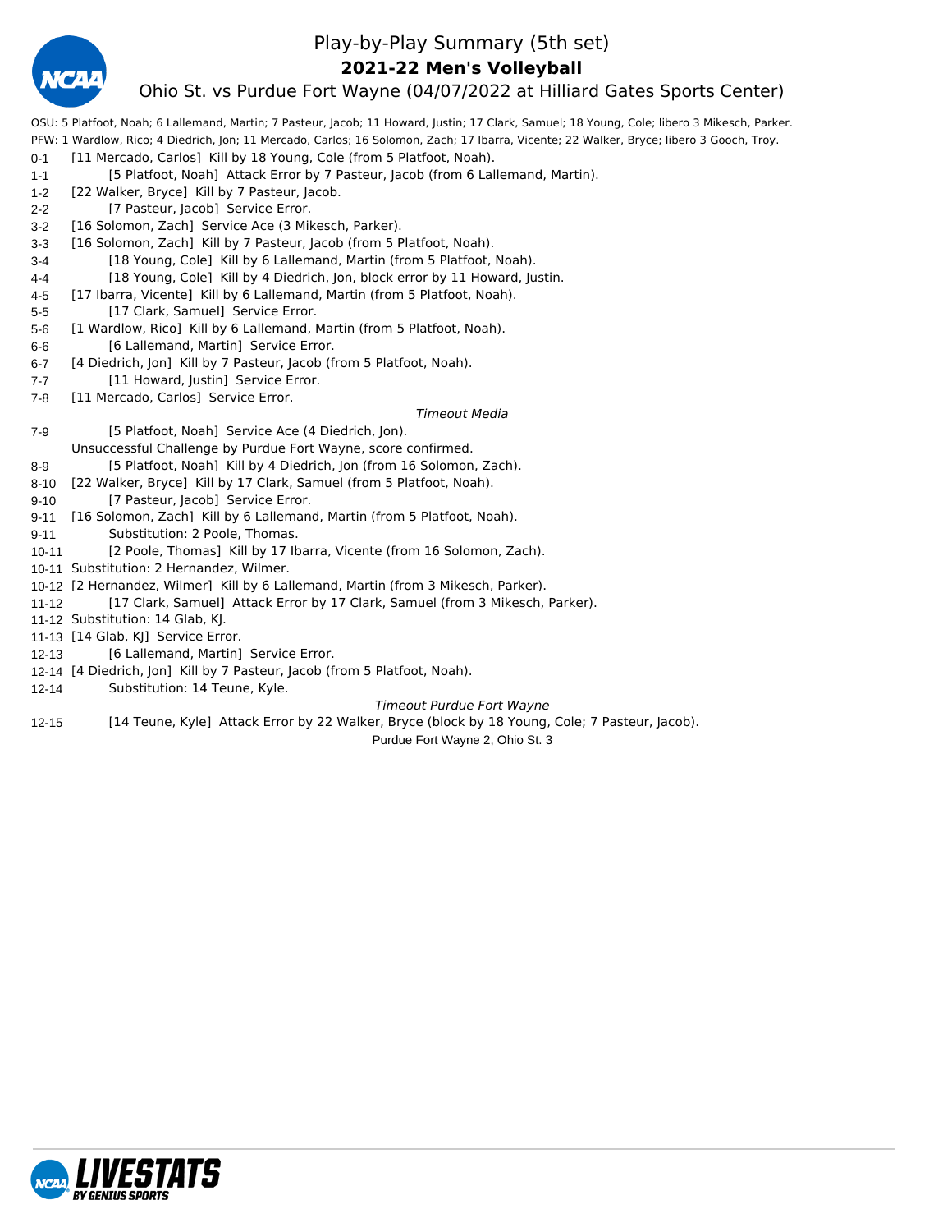# Play-by-Play Summary (5th set)

## 2021-22 Men's Volleyball

### Ohio St. vs Purdue Fort Wayne (04/07/2022 at Hilliard Gates Sports Center)

OSU: 5 Platfoot, Noah; 6 Lallemand, Martin; 7 Pasteur, Jacob; 11 Howard, Justin; 17 Clark, Samuel; 18 Young, Cole; libero 3 Mikesch, Parker.

PFW: 1 Wardlow, Rico; 4 Diedrich, Jon; 11 Mercado, Carlos; 16 Solomon, Zach; 17 Ibarra, Vicente; 22 Walker, Bryce; libero 3 Gooch, Troy.

| Score | Play |
|---|---|
| 0-1 | [11 Mercado, Carlos] Kill by 18 Young, Cole (from 5 Platfoot, Noah). |
| 1-1 | [5 Platfoot, Noah] Attack Error by 7 Pasteur, Jacob (from 6 Lallemand, Martin). |
| 1-2 | [22 Walker, Bryce] Kill by 7 Pasteur, Jacob. |
| 2-2 | [7 Pasteur, Jacob] Service Error. |
| 3-2 | [16 Solomon, Zach] Service Ace (3 Mikesch, Parker). |
| 3-3 | [16 Solomon, Zach] Kill by 7 Pasteur, Jacob (from 5 Platfoot, Noah). |
| 3-4 | [18 Young, Cole] Kill by 6 Lallemand, Martin (from 5 Platfoot, Noah). |
| 4-4 | [18 Young, Cole] Kill by 4 Diedrich, Jon, block error by 11 Howard, Justin. |
| 4-5 | [17 Ibarra, Vicente] Kill by 6 Lallemand, Martin (from 5 Platfoot, Noah). |
| 5-5 | [17 Clark, Samuel] Service Error. |
| 5-6 | [1 Wardlow, Rico] Kill by 6 Lallemand, Martin (from 5 Platfoot, Noah). |
| 6-6 | [6 Lallemand, Martin] Service Error. |
| 6-7 | [4 Diedrich, Jon] Kill by 7 Pasteur, Jacob (from 5 Platfoot, Noah). |
| 7-7 | [11 Howard, Justin] Service Error. |
| 7-8 | [11 Mercado, Carlos] Service Error. |
| | *Timeout Media* |
| 7-9 | [5 Platfoot, Noah] Service Ace (4 Diedrich, Jon). |
| | Unsuccessful Challenge by Purdue Fort Wayne, score confirmed. |
| 8-9 | [5 Platfoot, Noah] Kill by 4 Diedrich, Jon (from 16 Solomon, Zach). |
| 8-10 | [22 Walker, Bryce] Kill by 17 Clark, Samuel (from 5 Platfoot, Noah). |
| 9-10 | [7 Pasteur, Jacob] Service Error. |
| 9-11 | [16 Solomon, Zach] Kill by 6 Lallemand, Martin (from 5 Platfoot, Noah). |
| 9-11 | Substitution: 2 Poole, Thomas. |
| 10-11 | [2 Poole, Thomas] Kill by 17 Ibarra, Vicente (from 16 Solomon, Zach). |
| 10-11 | Substitution: 2 Hernandez, Wilmer. |
| 10-12 | [2 Hernandez, Wilmer] Kill by 6 Lallemand, Martin (from 3 Mikesch, Parker). |
| 11-12 | [17 Clark, Samuel] Attack Error by 17 Clark, Samuel (from 3 Mikesch, Parker). |
| 11-12 | Substitution: 14 Glab, KJ. |
| 11-13 | [14 Glab, KJ] Service Error. |
| 12-13 | [6 Lallemand, Martin] Service Error. |
| 12-14 | [4 Diedrich, Jon] Kill by 7 Pasteur, Jacob (from 5 Platfoot, Noah). |
| 12-14 | Substitution: 14 Teune, Kyle. |
| | *Timeout Purdue Fort Wayne* |
| 12-15 | [14 Teune, Kyle] Attack Error by 22 Walker, Bryce (block by 18 Young, Cole; 7 Pasteur, Jacob). |

Purdue Fort Wayne 2, Ohio St. 3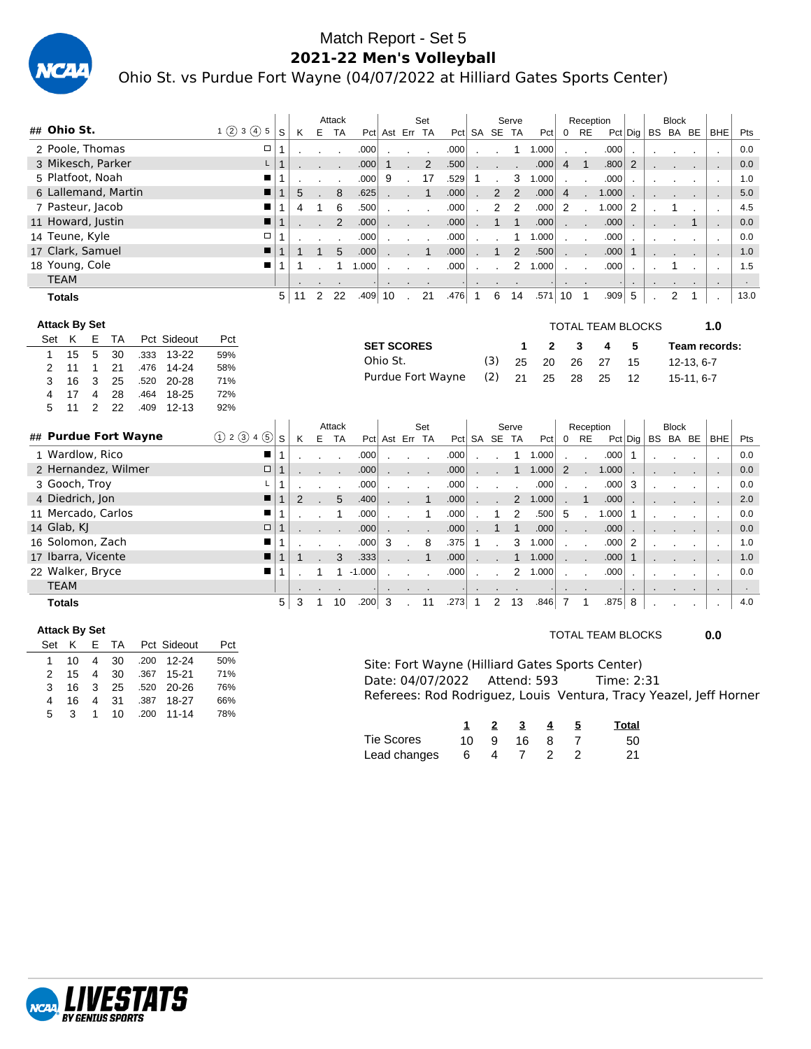# Match Report - Set 5

## 2021-22 Men's Volleyball

Ohio St. vs Purdue Fort Wayne (04/07/2022 at Hilliard Gates Sports Center)

| ## | Ohio St. | 1 ② 3 ④ 5 | S | Attack K | E | TA | Pct | Set Ast | Err | TA | Pct | Serve SA | SE | TA | Pct | Reception 0 | RE | Pct | Dig | Block BS | BA | BE | BHE | Pts |
|---|---|---|---|---|---|---|---|---|---|---|---|---|---|---|---|---|---|---|---|---|---|---|---|---|
| 2 | Poole, Thomas | □ | 1 | . | . | . | .000 | . | . | . | .000 | . | . | 1 | 1.000 | . | . | .000 | . | . | . | . | . | 0.0 |
| 3 | Mikesch, Parker | L | 1 | . | . | . | .000 | 1 | . | 2 | .500 | . | . | . | .000 | 4 | 1 | .800 | 2 | . | . | . | . | 0.0 |
| 5 | Platfoot, Noah | ■ | 1 | . | . | . | .000 | 9 | . | 17 | .529 | 1 | . | 3 | 1.000 | . | . | .000 | . | . | . | . | . | 1.0 |
| 6 | Lallemand, Martin | ■ | 1 | 5 | . | 8 | .625 | . | . | 1 | .000 | . | 2 | 2 | .000 | 4 | . | 1.000 | . | . | . | . | . | 5.0 |
| 7 | Pasteur, Jacob | ■ | 1 | 4 | 1 | 6 | .500 | . | . | . | .000 | . | 2 | 2 | .000 | 2 | . | 1.000 | 2 | . | 1 | . | . | 4.5 |
| 11 | Howard, Justin | ■ | 1 | . | . | 2 | .000 | . | . | . | .000 | . | 1 | 1 | .000 | . | . | .000 | . | . | . | 1 | . | 0.0 |
| 14 | Teune, Kyle | □ | 1 | . | . | . | .000 | . | . | . | .000 | . | . | 1 | 1.000 | . | . | .000 | . | . | . | . | . | 0.0 |
| 17 | Clark, Samuel | ■ | 1 | 1 | 1 | 5 | .000 | . | . | 1 | .000 | . | 1 | 2 | .500 | . | . | .000 | 1 | . | . | . | . | 1.0 |
| 18 | Young, Cole | ■ | 1 | 1 | . | 1 | 1.000 | . | . | . | .000 | . | . | 2 | 1.000 | . | . | .000 | . | . | 1 | . | . | 1.5 |
| | TEAM | | | . | . | . | | . | . | . | | . | . | . | | . | . | | . | . | . | . | . | . |
| | **Totals** | | 5 | 11 | 2 | 22 | .409 | 10 | . | 21 | .476 | 1 | 6 | 14 | .571 | 10 | 1 | .909 | 5 | . | 2 | 1 | . | 13.0 |

**Attack By Set**

| Set | K | E | TA | Pct | Sideout | Pct |
|---|---|---|---|---|---|---|
| 1 | 15 | 5 | 30 | .333 | 13-22 | 59% |
| 2 | 11 | 1 | 21 | .476 | 14-24 | 58% |
| 3 | 16 | 3 | 25 | .520 | 20-28 | 71% |
| 4 | 17 | 4 | 28 | .464 | 18-25 | 72% |
| 5 | 11 | 2 | 22 | .409 | 12-13 | 92% |

TOTAL TEAM BLOCKS 1.0

| SET SCORES | | 1 | 2 | 3 | 4 | 5 | Team records: |
|---|---|---|---|---|---|---|---|
| Ohio St. | (3) | 25 | 20 | 26 | 27 | 15 | 12-13, 6-7 |
| Purdue Fort Wayne | (2) | 21 | 25 | 28 | 25 | 12 | 15-11, 6-7 |

| ## | Purdue Fort Wayne | ① 2 ③ 4 ⑤ | S | Attack K | E | TA | Pct | Set Ast | Err | TA | Pct | Serve SA | SE | TA | Pct | Reception 0 | RE | Pct | Dig | Block BS | BA | BE | BHE | Pts |
|---|---|---|---|---|---|---|---|---|---|---|---|---|---|---|---|---|---|---|---|---|---|---|---|---|
| 1 | Wardlow, Rico | ■ | 1 | . | . | . | .000 | . | . | . | .000 | . | . | 1 | 1.000 | . | . | .000 | 1 | . | . | . | . | 0.0 |
| 2 | Hernandez, Wilmer | □ | 1 | . | . | . | .000 | . | . | . | .000 | . | . | 1 | 1.000 | 2 | . | 1.000 | . | . | . | . | . | 0.0 |
| 3 | Gooch, Troy | L | 1 | . | . | . | .000 | . | . | . | .000 | . | . | . | .000 | . | . | .000 | 3 | . | . | . | . | 0.0 |
| 4 | Diedrich, Jon | ■ | 1 | 2 | . | 5 | .400 | . | . | 1 | .000 | . | . | 2 | 1.000 | . | 1 | .000 | . | . | . | . | . | 2.0 |
| 11 | Mercado, Carlos | ■ | 1 | . | . | 1 | .000 | . | . | 1 | .000 | . | 1 | 2 | .500 | 5 | . | 1.000 | 1 | . | . | . | . | 0.0 |
| 14 | Glab, KJ | □ | 1 | . | . | . | .000 | . | . | . | .000 | . | 1 | 1 | .000 | . | . | .000 | . | . | . | . | . | 0.0 |
| 16 | Solomon, Zach | ■ | 1 | . | . | . | .000 | 3 | . | 8 | .375 | 1 | . | 3 | 1.000 | . | . | .000 | 2 | . | . | . | . | 1.0 |
| 17 | Ibarra, Vicente | ■ | 1 | 1 | . | 3 | .333 | . | . | 1 | .000 | . | . | 1 | 1.000 | . | . | .000 | 1 | . | . | . | . | 1.0 |
| 22 | Walker, Bryce | ■ | 1 | . | 1 | 1 | -1.000 | . | . | . | .000 | . | . | 2 | 1.000 | . | . | .000 | . | . | . | . | . | 0.0 |
| | TEAM | | | . | . | . | | . | . | . | | . | . | . | | . | . | | . | . | . | . | . | . |
| | **Totals** | | 5 | 3 | 1 | 10 | .200 | 3 | . | 11 | .273 | 1 | 2 | 13 | .846 | 7 | 1 | .875 | 8 | . | . | . | . | 4.0 |

**Attack By Set**

| Set | K | E | TA | Pct | Sideout | Pct |
|---|---|---|---|---|---|---|
| 1 | 10 | 4 | 30 | .200 | 12-24 | 50% |
| 2 | 15 | 4 | 30 | .367 | 15-21 | 71% |
| 3 | 16 | 3 | 25 | .520 | 20-26 | 76% |
| 4 | 16 | 4 | 31 | .387 | 18-27 | 66% |
| 5 | 3 | 1 | 10 | .200 | 11-14 | 78% |

TOTAL TEAM BLOCKS 0.0

Site: Fort Wayne (Hilliard Gates Sports Center)
Date: 04/07/2022 Attend: 593 Time: 2:31
Referees: Rod Rodriguez, Louis Ventura, Tracy Yeazel, Jeff Horner

| | 1 | 2 | 3 | 4 | 5 | Total |
|---|---|---|---|---|---|---|
| Tie Scores | 10 | 9 | 16 | 8 | 7 | 50 |
| Lead changes | 6 | 4 | 7 | 2 | 2 | 21 |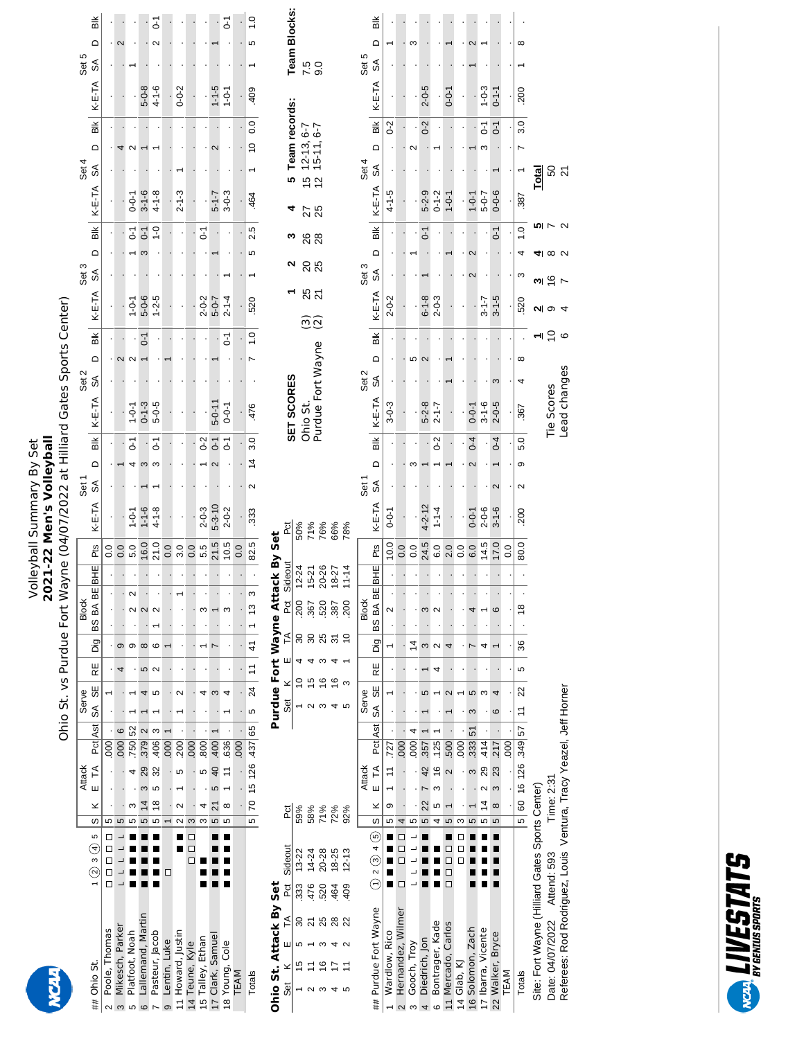# Volleyball Summary By Set
## 2021-22 Men's Volleyball
### Ohio St. vs Purdue Fort Wayne (04/07/2022 at Hilliard Gates Sports Center)

| ## | Ohio St. | 1 ② 3 ④ 5 | S | K | E | TA | Pct | Ast | SA | SE | RE | Dig | BS | BA | BE | BHE | Pts | Set 1 K-E-TA | SA | D | Blk | Set 2 K-E-TA | SA | D | Blk | Set 3 K-E-TA | SA | D | Blk | Set 4 K-E-TA | SA | D | Blk | Set 5 K-E-TA | SA | D | Blk |
|---|---|---|---|---|---|---|---|---|---|---|---|---|---|---|---|---|---|---|---|---|---|---|---|---|---|---|---|---|---|---|---|---|---|---|---|---|---|
| 2 | Poole, Thomas | □□□□□ | 5 | . | . | . | .000 | . | . | 1 | . | . | . | . | . | . | 0.0 | . | . | . | . | . | . | . | . | . | . | . | . | . | . | . | . | . | . | . | . |
| 3 | Mikesch, Parker | L L L L L | 5 | . | . | . | .000 | 6 | . | . | 4 | 9 | . | . | . | . | 0.0 | . | . | 1 | . | . | . | 2 | . | . | . | . | . | . | . | 4 | . | . | . | 2 | . |
| 5 | Platfoot, Noah | ■■■■■ | 5 | 3 | . | 4 | .750 | 52 | 1 | 1 | . | 9 | . | 2 | 2 | . | 5.0 | 1-0-1 | . | 4 | 0-1 | 1-0-1 | . | 2 | . | 1-0-1 | . | 1 | 0-1 | 0-0-1 | . | 2 | . | . | 1 | . | . |
| 6 | Lallemand, Martin | ■■■■■ | 5 | 14 | 3 | 29 | .379 | 2 | 1 | 4 | 5 | 8 | . | 2 | . | . | 16.0 | 1-1-6 | 1 | 3 | . | 0-1-3 | . | 1 | 0-1 | 5-0-6 | . | 3 | 0-1 | 3-1-6 | . | 1 | . | 5-0-8 | . | . | . |
| 7 | Pasteur, Jacob | ■■■■■ | 5 | 18 | 5 | 32 | .406 | 3 | 1 | 5 | 2 | 6 | 1 | 2 | . | . | 21.0 | 4-1-8 | 1 | 3 | 0-1 | 5-0-5 | . | . | . | 1-2-5 | . | . | 1-0 | 4-1-8 | . | 1 | . | 4-1-6 | . | 2 | 0-1 |
| 9 | Lentin, Luke | □ | 1 | . | . | . | .000 | 1 | . | . | . | 1 | . | . | . | . | 0.0 | . | . | . | . | . | . | 1 | . | . | . | . | . | . | . | . | . | . | . | . | . |
| 11 | Howard, Justin | ■■ | 2 | 2 | 1 | 5 | .200 | . | 1 | 2 | . | . | . | . | 1 | . | 3.0 | . | . | . | . | . | . | . | . | . | . | . | . | 2-1-3 | 1 | . | . | 0-0-2 | . | . | . |
| 14 | Teune, Kyle | □□□ | 3 | . | . | . | .000 | . | . | . | . | . | . | . | . | . | 0.0 | . | . | . | . | . | . | . | . | . | . | . | . | . | . | . | . | . | . | . | . |
| 15 | Talley, Ethan | ■■■ | 3 | 4 | . | 5 | .800 | . | . | 4 | . | 1 | . | 3 | . | . | 5.5 | 2-0-3 | . | 1 | 0-2 | . | . | . | . | 2-0-2 | . | . | 0-1 | . | . | . | . | . | . | . | . |
| 17 | Clark, Samuel | ■■■■■ | 5 | 21 | 5 | 40 | .400 | 1 | . | 3 | . | 7 | . | 1 | . | . | 21.5 | 5-3-10 | . | 2 | 0-1 | 5-0-11 | . | 1 | . | 5-0-7 | . | 1 | . | 5-1-7 | . | 2 | . | 1-1-5 | . | 1 | . |
| 18 | Young, Cole | ■■■■■ | 5 | 8 | 1 | 11 | .636 | . | 1 | 4 | . | . | . | 3 | . | . | 10.5 | 2-0-2 | . | . | 0-1 | 0-0-1 | . | . | 0-1 | 2-1-4 | 1 | . | . | 3-0-3 | . | . | . | 1-0-1 | . | . | 0-1 |
|  | TEAM |  | . | . | . | . | .000 | . | . | . | . | . | . | . | . | . | 0.0 | . | . | . | . | . | . | . | . | . | . | . | . | . | . | . | . | . | . | . | . |
|  | Totals |  | 5 | 70 | 15 | 126 | .437 | 65 | 5 | 24 | 11 | 41 | 1 | 13 | 3 | . | 82.5 | .333 | 2 | 14 | 3.0 | .476 | . | 7 | 1.0 | .520 | 1 | 5 | 2.5 | .464 | 1 | 10 | 0.0 | .409 | 1 | 5 | 1.0 |

**Ohio St. Attack By Set**

| Set | K | E | TA | Pct | Sideout | Pct |
|---|---|---|---|---|---|---|
| 1 | 15 | 5 | 30 | .333 | 13-22 | 59% |
| 2 | 11 | 1 | 21 | .476 | 14-24 | 58% |
| 3 | 16 | 3 | 25 | .520 | 20-28 | 71% |
| 4 | 17 | 4 | 28 | .464 | 18-25 | 72% |
| 5 | 11 | 2 | 22 | .409 | 12-13 | 92% |

**Purdue Fort Wayne Attack By Set**

| Set | K | E | TA | Pct | Sideout | Pct |
|---|---|---|---|---|---|---|
| 1 | 10 | 4 | 30 | .200 | 12-24 | 50% |
| 2 | 15 | 4 | 30 | .367 | 15-21 | 71% |
| 3 | 16 | 3 | 25 | .520 | 20-26 | 76% |
| 4 | 16 | 4 | 31 | .387 | 18-27 | 66% |
| 5 | 5 | 3 | 10 | .200 | 11-14 | 78% |

**SET SCORES**

|  |  | 1 | 2 | 3 | 4 | 5 | Team records: | Team Blocks: |
|---|---|---|---|---|---|---|---|---|
| Ohio St. | (3) | 25 | 20 | 26 | 27 | 15 | 12-13, 6-7 | 7.5 |
| Purdue Fort Wayne | (2) | 21 | 25 | 28 | 25 | 12 | 15-11, 6-7 | 9.0 |

| ## | Purdue Fort Wayne | ① 2 ③ 4 ⑤ | S | K | E | TA | Pct | Ast | SA | SE | RE | Dig | BS | BA | BE | BHE | Pts | Set 1 K-E-TA | SA | D | Blk | Set 2 K-E-TA | SA | D | Blk | Set 3 K-E-TA | SA | D | Blk | Set 4 K-E-TA | SA | D | Blk | Set 5 K-E-TA | SA | D | Blk |
|---|---|---|---|---|---|---|---|---|---|---|---|---|---|---|---|---|---|---|---|---|---|---|---|---|---|---|---|---|---|---|---|---|---|---|---|---|---|
| 1 | Wardlow, Rico | ■■■■■ | 5 | 9 | 1 | 11 | .727 | . | . | 1 | . | 1 | . | 2 | . | . | 10.0 | 0-0-1 | . | . | . | 3-0-3 | . | . | . | 2-0-2 | . | . | . | 4-1-5 | . | . | 0-2 | . | . | 1 | . |
| 2 | Hernandez, Wilmer | □ □□□ | 4 | . | . | . | .000 | . | . | . | . | . | . | . | . | . | 0.0 | . | . | . | . | . | . | . | . | . | . | . | . | . | . | . | . | . | . | . | . |
| 3 | Gooch, Troy | L L L L L | 5 | . | . | . | .000 | 4 | . | . | . | 14 | . | . | . | . | 0.0 | . | . | 3 | . | . | . | 5 | . | . | . | 1 | . | . | . | 2 | . | . | . | 3 | . |
| 4 | Diedrich, Jon | ■■■■■ | 5 | 22 | 7 | 42 | .357 | 1 | 1 | 5 | 1 | 3 | . | 3 | . | . | 24.5 | 4-2-12 | 1 | . | . | 5-2-8 | . | 2 | . | 6-1-8 | 1 | . | 0-1 | 5-2-9 | . | . | 0-2 | 2-0-5 | . | . | . |
| 6 | Bontrager, Kade | ■■■■ | 4 | 5 | 3 | 16 | .125 | 1 | . | 1 | 4 | 2 | . | 2 | . | . | 6.0 | 1-1-4 | . | 1 | 0-2 | 2-1-7 | . | . | . | 2-0-3 | . | . | . | 0-1-2 | . | 1 | . | . | . | . | . |
| 11 | Mercado, Carlos | □□□□□ | 5 | 1 | . | 2 | .500 | . | 1 | 2 | . | 4 | . | . | . | . | 2.0 | . | . | 1 | . | . | 1 | 1 | . | . | . | 1 | . | 1-0-1 | . | . | . | 0-0-1 | . | 1 | . |
| 14 | Glab, KJ | □□□ | 3 | . | . | . | .000 | . | . | 1 | . | . | . | . | . | . | 0.0 | . | . | . | . | . | . | . | . | . | . | . | . | . | . | . | . | . | . | . | . |
| 16 | Solomon, Zach | ■■■■■ | 5 | 1 | . | 3 | .333 | 51 | 3 | 5 | . | 7 | . | 4 | . | . | 6.0 | 0-0-1 | . | 2 | 0-4 | 0-0-1 | . | . | . | . | 2 | 2 | . | 1-0-1 | . | 1 | . | . | 1 | 2 | . |
| 17 | Ibarra, Vicente | ■■■■■ | 5 | 14 | 2 | 29 | .414 | . | . | 3 | . | 4 | . | 1 | . | . | 14.5 | 2-0-6 | . | . | . | 3-1-6 | . | . | . | 3-1-7 | . | . | . | 5-0-7 | . | 3 | 0-1 | 1-0-3 | . | 1 | . |
| 22 | Walker, Bryce | ■■■■■ | 5 | 8 | 3 | 23 | .217 | . | 6 | 4 | . | 1 | . | 6 | . | . | 17.0 | 3-1-6 | 2 | 1 | 0-4 | 2-0-5 | 3 | . | . | 3-1-5 | . | . | 0-1 | 0-0-6 | 1 | . | 0-1 | 0-1-1 | . | . | . |
|  | TEAM |  | . | . | . | . | .000 | . | . | . | . | . | . | . | . | . | 0.0 | . | . | . | . | . | . | . | . | . | . | . | . | . | . | . | . | . | . | . | . |
|  | Totals |  | 5 | 60 | 16 | 126 | .349 | 57 | 11 | 22 | 5 | 36 | . | 18 | . | . | 80.0 | .200 | 2 | 9 | 5.0 | .367 | 4 | 8 | . | .520 | 3 | 4 | 1.0 | .387 | 1 | 7 | 3.0 | .200 | 1 | 8 | . |

|  | 1 | 2 | 3 | 4 | 5 | Total |
|---|---|---|---|---|---|---|
| Tie Scores | 10 | 9 | 16 | 8 | 7 | 50 |
| Lead changes | 6 | 4 | 7 | 2 | 2 | 21 |

Site: Fort Wayne (Hilliard Gates Sports Center)
Date: 04/07/2022 Attend: 593 Time: 2:31
Referees: Rod Rodriguez, Louis Ventura, Tracy Yeazel, Jeff Horner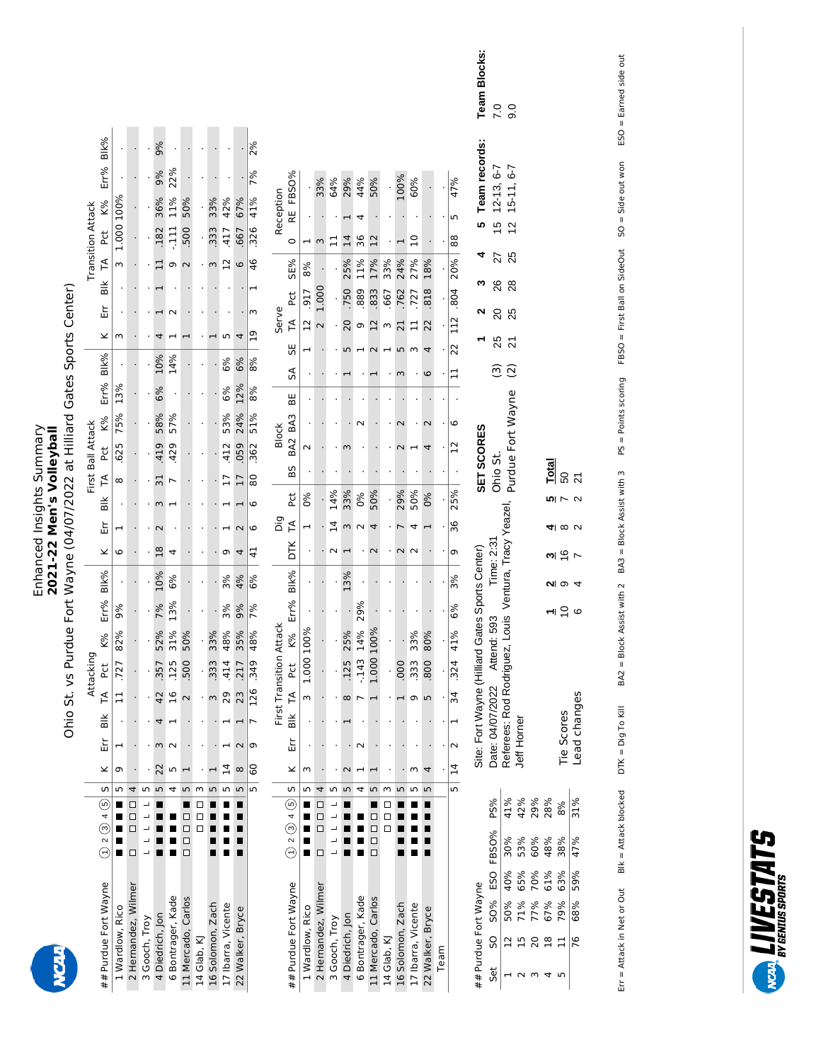# Enhanced Insights Summary
## 2021-22 Men's Volleyball
### Ohio St. vs Purdue Fort Wayne (04/07/2022 at Hilliard Gates Sports Center)

| ## Purdue Fort Wayne | ① 2 ③ 4 ⑤ | S | Attacking | | | | | | | | First Ball Attack | | | | | | | | Transition Attack | | | | | | | |
|---|---|---|---|---|---|---|---|---|---|---|---|---|---|---|---|---|---|---|---|---|---|---|---|---|---|---|
| | | | K | Err | Blk | TA | Pct | K% | Err% | Blk% | K | Err | Blk | TA | Pct | K% | Err% | Blk% | K | Err | Blk | TA | Pct | K% | Err% | Blk% |
| 1 Wardlow, Rico | ■ ■ ■ ■ ■ | 5 | 9 | 1 | . | 11 | .727 | 82% | 9% | . | 6 | 1 | . | 8 | .625 | 75% | 13% | . | 3 | . | . | 3 | 1.000 | 100% | . | . |
| 2 Hernandez, Wilmer | □ □ □ □ | 4 | . | . | . | . | . | . | . | . | . | . | . | . | . | . | . | . | . | . | . | . | . | . | . | . |
| 3 Gooch, Troy | L L L L L | 5 | . | . | . | . | . | . | . | . | . | . | . | . | . | . | . | . | . | . | . | . | . | . | . | . |
| 4 Diedrich, Jon | ■ ■ ■ ■ ■ | 5 | 22 | 3 | 4 | 42 | .357 | 52% | 7% | 10% | 18 | 2 | 3 | 31 | .419 | 58% | 6% | 10% | 4 | 1 | 1 | 11 | .182 | 36% | 9% | 9% |
| 6 Bontrager, Kade | ■ ■ ■ ■ | 4 | 5 | 2 | 1 | 16 | .125 | 31% | 13% | 6% | 4 | . | 1 | 7 | .429 | 57% | . | 14% | 1 | 2 | . | 9 | -.111 | 11% | 22% | . |
| 11 Mercado, Carlos | □ □ □ □ ■ | 5 | 1 | . | . | 2 | .500 | 50% | . | . | . | . | . | . | . | . | . | . | 1 | . | . | 2 | .500 | 50% | . | . |
| 14 Glab, KJ | □ □ □ | 3 | . | . | . | . | . | . | . | . | . | . | . | . | . | . | . | . | . | . | . | . | . | . | . | . |
| 16 Solomon, Zach | ■ ■ ■ ■ ■ | 5 | 1 | . | . | 3 | .333 | 33% | . | . | . | . | . | . | . | . | . | . | 1 | . | . | 3 | .333 | 33% | . | . |
| 17 Ibarra, Vicente | ■ ■ ■ ■ ■ | 5 | 14 | 1 | 1 | 29 | .414 | 48% | 3% | 3% | 9 | 1 | 1 | 17 | .412 | 53% | 6% | 6% | 5 | . | . | 12 | .417 | 42% | . | . |
| 22 Walker, Bryce | ■ ■ ■ ■ ■ | 5 | 8 | 2 | 1 | 23 | .217 | 35% | 9% | 4% | 4 | 2 | 1 | 17 | .059 | 24% | 12% | 6% | 4 | . | . | 6 | .667 | 67% | . | . |
| | | 5 | 60 | 9 | 7 | 126 | .349 | 48% | 7% | 6% | 41 | 6 | 6 | 80 | .362 | 51% | 8% | 8% | 19 | 3 | 1 | 46 | .326 | 41% | 7% | 2% |

| ## Purdue Fort Wayne | ① 2 ③ 4 ⑤ | S | First Transition Attack | | | | | | | | Dig | | | Block | | | | Serve | | | | | Reception | | |
|---|---|---|---|---|---|---|---|---|---|---|---|---|---|---|---|---|---|---|---|---|---|---|---|---|---|
| | | | K | Err | Blk | TA | Pct | K% | Err% | Blk% | DTK | TA | Pct | BS | BA2 | BA3 | BE | SA | SE | TA | Pct | SE% | O | RE | FBSO% |
| 1 Wardlow, Rico | ■ ■ ■ ■ ■ | 5 | 3 | . | . | 3 | 1.000 | 100% | . | . | . | 1 | 0% | . | 2 | . | . | . | 1 | 12 | .917 | 8% | 1 | . | . |
| 2 Hernandez, Wilmer | □ □ □ □ | 4 | . | . | . | . | . | . | . | . | . | . | . | . | . | . | . | . | . | 2 | 1.000 | . | 3 | . | 33% |
| 3 Gooch, Troy | L L L L L | 5 | . | . | . | . | . | . | . | . | 2 | 14 | 14% | . | . | . | . | . | . | . | . | . | 11 | . | 64% |
| 4 Diedrich, Jon | ■ ■ ■ ■ ■ | 5 | 2 | . | 1 | 8 | .125 | 25% | . | 13% | 1 | 3 | 33% | . | 3 | . | . | 1 | 5 | 20 | .750 | 25% | 14 | 1 | 29% |
| 6 Bontrager, Kade | ■ ■ ■ ■ | 4 | 1 | 2 | . | 7 | -.143 | 14% | 29% | . | . | 2 | 0% | . | . | 2 | . | . | 1 | 9 | .889 | 11% | 36 | 4 | 44% |
| 11 Mercado, Carlos | □ □ □ □ ■ | 5 | 1 | . | . | 1 | 1.000 | 100% | . | . | 2 | 4 | 50% | . | . | . | . | 1 | 2 | 12 | .833 | 17% | 12 | . | 50% |
| 14 Glab, KJ | □ □ □ | 3 | . | . | . | . | . | . | . | . | . | . | . | . | . | . | . | . | 1 | 3 | .667 | 33% | . | . | . |
| 16 Solomon, Zach | ■ ■ ■ ■ ■ | 5 | . | . | . | 1 | .000 | . | . | . | 2 | 7 | 29% | . | 2 | 2 | . | 3 | 5 | 21 | .762 | 24% | 1 | . | 100% |
| 17 Ibarra, Vicente | ■ ■ ■ ■ ■ | 5 | 3 | . | . | 9 | .333 | 33% | . | . | 2 | 4 | 50% | . | 1 | . | . | . | 3 | 11 | .727 | 27% | 10 | . | 60% |
| 22 Walker, Bryce | ■ ■ ■ ■ ■ | 5 | 4 | . | . | 5 | .800 | 80% | . | . | . | 1 | 0% | . | 4 | 2 | . | 6 | 4 | 22 | .818 | 18% | . | . | . |
| Team | | | . | . | . | . | . | . | . | . | . | . | . | . | . | . | . | . | . | . | . | . | . | . | . |
| | | 5 | 14 | 2 | 1 | 34 | .324 | 41% | 6% | 3% | 9 | 36 | 25% | . | 12 | 6 | . | 11 | 22 | 112 | .804 | 20% | 88 | 5 | 47% |

## Purdue Fort Wayne

| Set | SO | SO% | ESO | FBSO% | PS% |
|---|---|---|---|---|---|
| 1 | 12 | 50% | 40% | 30% | 41% |
| 2 | 15 | 71% | 65% | 53% | 42% |
| 3 | 20 | 77% | 70% | 60% | 29% |
| 4 | 18 | 67% | 61% | 48% | 28% |
| 5 | 11 | 79% | 63% | 38% | 8% |
| | 76 | 68% | 59% | 47% | 31% |

Site: Fort Wayne (Hilliard Gates Sports Center)
Date: 04/07/2022 Attend: 593 Time: 2:31
Referees: Rod Rodriguez, Louis Ventura, Tracy Yeazel, Jeff Horner

| | 1 | 2 | 3 | 4 | 5 | Total |
|---|---|---|---|---|---|---|
| Tie Scores | 10 | 9 | 16 | 8 | 7 | 50 |
| Lead changes | 6 | 4 | 7 | 2 | 2 | 21 |

**SET SCORES**

| | | 1 | 2 | 3 | 4 | 5 | Team records: | Team Blocks: |
|---|---|---|---|---|---|---|---|---|
| Ohio St. | (3) | 25 | 20 | 26 | 27 | 15 | 12-13, 6-7 | 7.0 |
| Purdue Fort Wayne | (2) | 21 | 25 | 28 | 25 | 12 | 15-11, 6-7 | 9.0 |

Err = Attack in Net or Out Blk = Attack blocked DTK = Dig To Kill BA2 = Block Assist with 2 BA3 = Block Assist with 3 PS = Points scoring FBSO = First Ball on SideOut SO = Side out won ESO = Earned side out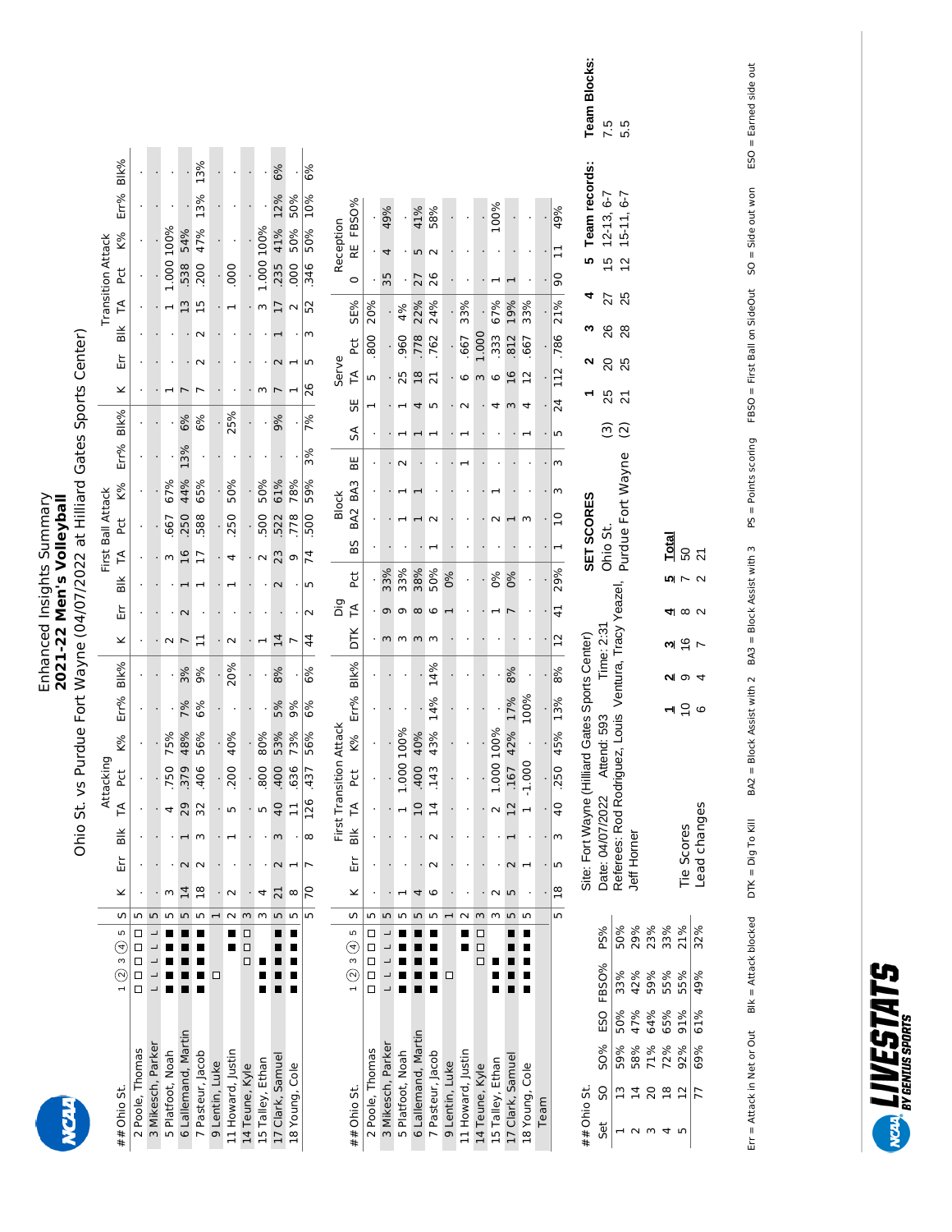# Enhanced Insights Summary
## 2021-22 Men's Volleyball
### Ohio St. vs Purdue Fort Wayne (04/07/2022 at Hilliard Gates Sports Center)

| ## Ohio St. | 1 ② 3 ④ 5 | S | Attacking | | | | | | | | First Ball Attack | | | | | | | | Transition Attack | | | | | | | |
|---|---|---|---|---|---|---|---|---|---|---|---|---|---|---|---|---|---|---|---|---|---|---|---|---|---|---|
| | | | K | Err | Blk | TA | Pct | K% | Err% | Blk% | K | Err | Blk | TA | Pct | K% | Err% | Blk% | K | Err | Blk | TA | Pct | K% | Err% | Blk% |
| 2 Poole, Thomas | □□□□□ | 5 | . | . | . | . | . | . | . | . | . | . | . | . | . | . | . | . | . | . | . | . | . | . | . | . |
| 3 Mikesch, Parker | L L L L L | 5 | . | . | . | . | . | . | . | . | . | . | . | . | . | . | . | . | . | . | . | . | . | . | . | . |
| 5 Platfoot, Noah | ■■■■■ | 5 | 3 | . | . | 4 | .750 | 75% | . | . | 2 | . | . | 3 | .667 | 67% | . | . | 1 | . | . | 1 | 1.000 | 100% | . | . |
| 6 Lallemand, Martin | ■■■■■ | 5 | 14 | 2 | 1 | 29 | .379 | 48% | 7% | 3% | 7 | 2 | 1 | 16 | .250 | 44% | 13% | 6% | 7 | . | . | 13 | .538 | 54% | . | . |
| 7 Pasteur, Jacob | ■■■■■ | 5 | 18 | 2 | 3 | 32 | .406 | 56% | 6% | 9% | 11 | . | 1 | 17 | .588 | 65% | . | 6% | 7 | 2 | 2 | 15 | .200 | 47% | 13% | 13% |
| 9 Lentin, Luke | □ | 1 | . | . | . | . | . | . | . | . | . | . | . | . | . | . | . | . | . | . | . | . | . | . | . | . |
| 11 Howard, Justin | ■■ | 2 | 2 | . | 1 | 5 | .200 | 40% | . | 20% | 2 | . | 1 | 4 | .250 | 50% | . | 25% | . | . | . | 1 | .000 | . | . | . |
| 14 Teune, Kyle | □□□ | 3 | . | . | . | . | . | . | . | . | . | . | . | . | . | . | . | . | . | . | . | . | . | . | . | . |
| 15 Talley, Ethan | ■■■ | 3 | 4 | . | . | 5 | .800 | 80% | . | . | 1 | . | . | 2 | .500 | 50% | . | . | 3 | . | . | 3 | 1.000 | 100% | . | . |
| 17 Clark, Samuel | ■■■■■ | 5 | 21 | 2 | 3 | 40 | .400 | 53% | 5% | 8% | 14 | . | 2 | 23 | .522 | 61% | . | 9% | 7 | 2 | 1 | 17 | .235 | 41% | 12% | 6% |
| 18 Young, Cole | ■■■■■ | 5 | 8 | 1 | . | 11 | .636 | 73% | 9% | . | 7 | . | . | 9 | .778 | 78% | . | . | 1 | 1 | . | 2 | .000 | 50% | 50% | . |
| | | 5 | 70 | 7 | 8 | 126 | .437 | 56% | 6% | 6% | 44 | 2 | 5 | 74 | .500 | 59% | 3% | 7% | 26 | 5 | 3 | 52 | .346 | 50% | 10% | 6% |

| ## Ohio St. | 1 ② 3 ④ 5 | S | First Transition Attack | | | | | | | | Dig | | | Block | | | | Serve | | | | | Reception | | |
|---|---|---|---|---|---|---|---|---|---|---|---|---|---|---|---|---|---|---|---|---|---|---|---|---|---|
| | | | K | Err | Blk | TA | Pct | K% | Err% | Blk% | DTK | TA | Pct | BS | BA2 | BA3 | BE | SA | SE | TA | Pct | SE% | O | RE | FBSO% |
| 2 Poole, Thomas | □□□□□ | 5 | . | . | . | . | . | . | . | . | . | . | . | . | . | . | . | . | 1 | 5 | .800 | 20% | . | . | . |
| 3 Mikesch, Parker | L L L L L | 5 | . | . | . | . | . | . | . | . | 3 | 9 | 33% | . | . | . | . | . | . | . | . | . | 35 | 4 | 49% |
| 5 Platfoot, Noah | ■■■■■ | 5 | 1 | . | . | 1 | 1.000 | 100% | . | . | 3 | 9 | 33% | . | 1 | 1 | 2 | 1 | 1 | 25 | .960 | 4% | . | . | . |
| 6 Lallemand, Martin | ■■■■■ | 5 | 4 | . | . | 10 | .400 | 40% | . | . | 3 | 8 | 38% | . | 1 | 1 | . | 1 | 4 | 18 | .778 | 22% | 27 | 5 | 41% |
| 7 Pasteur, Jacob | ■■■■■ | 5 | 6 | 2 | 2 | 14 | .143 | 43% | 14% | 14% | 3 | 6 | 50% | 1 | 2 | . | . | 1 | 5 | 21 | .762 | 24% | 26 | 2 | 58% |
| 9 Lentin, Luke | □ | 1 | . | . | . | . | . | . | . | . | . | 1 | 0% | . | . | . | . | . | . | . | . | . | . | . | . |
| 11 Howard, Justin | ■■ | 2 | . | . | . | . | . | . | . | . | . | . | . | . | . | . | 1 | 1 | 2 | 6 | .667 | 33% | . | . | . |
| 14 Teune, Kyle | □□□ | 3 | . | . | . | . | . | . | . | . | . | . | . | . | . | . | . | . | . | 3 | 1.000 | . | . | . | . |
| 15 Talley, Ethan | ■■■ | 3 | 2 | . | . | 2 | 1.000 | 100% | . | . | . | 1 | 0% | . | 2 | 1 | . | . | 4 | 6 | .333 | 67% | 1 | . | 100% |
| 17 Clark, Samuel | ■■■■■ | 5 | 5 | 2 | 1 | 12 | .167 | 42% | 17% | 8% | . | 7 | 0% | . | 1 | . | . | . | 3 | 16 | .812 | 19% | 1 | . | . |
| 18 Young, Cole | ■■■■■ | 5 | . | 1 | . | 1 | -1.000 | . | 100% | . | . | . | . | . | 3 | . | . | 1 | 4 | 12 | .667 | 33% | . | . | . |
| Team | | | . | . | . | . | . | . | . | . | . | . | . | . | . | . | . | . | . | . | . | . | . | . | . |
| | | 5 | 18 | 5 | 3 | 40 | .250 | 45% | 13% | 8% | 12 | 41 | 29% | 1 | 10 | 3 | 3 | 5 | 24 | 112 | .786 | 21% | 90 | 11 | 49% |

## Ohio St.

| Set | SO | SO% | ESO | FBSO% | PS% |
|---|---|---|---|---|---|
| 1 | 13 | 59% | 50% | 33% | 50% |
| 2 | 14 | 58% | 47% | 42% | 29% |
| 3 | 20 | 71% | 64% | 59% | 23% |
| 4 | 18 | 72% | 65% | 55% | 33% |
| 5 | 12 | 92% | 91% | 55% | 21% |
| | 77 | 69% | 61% | 49% | 32% |

Site: Fort Wayne (Hilliard Gates Sports Center)
Date: 04/07/2022 Attend: 593 Time: 2:31
Referees: Rod Rodriguez, Louis Ventura, Tracy Yeazel, Jeff Horner

| | 1 | 2 | 3 | 4 | 5 | Total |
|---|---|---|---|---|---|---|
| Tie Scores | 10 | 9 | 16 | 8 | 7 | 50 |
| Lead changes | 6 | 4 | 7 | 2 | 2 | 21 |

**SET SCORES**

| | | 1 | 2 | 3 | 4 | 5 | Team records: | Team Blocks: |
|---|---|---|---|---|---|---|---|---|
| Ohio St. | (3) | 25 | 20 | 26 | 27 | 15 | 12-13, 6-7 | 7.5 |
| Purdue Fort Wayne | (2) | 21 | 25 | 28 | 25 | 12 | 15-11, 6-7 | 5.5 |

Err = Attack in Net or Out  Blk = Attack blocked  DTK = Dig To Kill  BA2 = Block Assist with 2  BA3 = Block Assist with 3  PS = Points scoring  FBSO = First Ball on SideOut  SO = Side out won  ESO = Earned side out